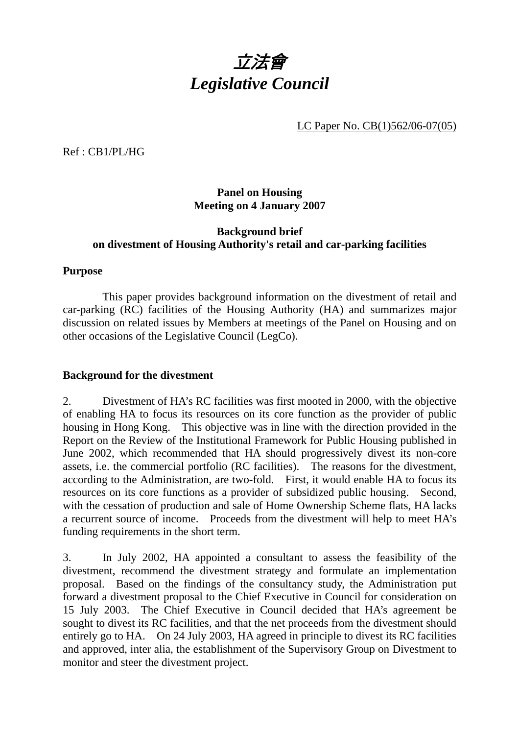# *立法會*
# *Legislative Council*

LC Paper No. CB(1)562/06-07(05)

Ref : CB1/PL/HG

**Panel on Housing**
**Meeting on 4 January 2007**

**Background brief**
**on divestment of Housing Authority's retail and car-parking facilities**

**Purpose**

This paper provides background information on the divestment of retail and car-parking (RC) facilities of the Housing Authority (HA) and summarizes major discussion on related issues by Members at meetings of the Panel on Housing and on other occasions of the Legislative Council (LegCo).

**Background for the divestment**

2. Divestment of HA's RC facilities was first mooted in 2000, with the objective of enabling HA to focus its resources on its core function as the provider of public housing in Hong Kong. This objective was in line with the direction provided in the Report on the Review of the Institutional Framework for Public Housing published in June 2002, which recommended that HA should progressively divest its non-core assets, i.e. the commercial portfolio (RC facilities). The reasons for the divestment, according to the Administration, are two-fold. First, it would enable HA to focus its resources on its core functions as a provider of subsidized public housing. Second, with the cessation of production and sale of Home Ownership Scheme flats, HA lacks a recurrent source of income. Proceeds from the divestment will help to meet HA's funding requirements in the short term.

3. In July 2002, HA appointed a consultant to assess the feasibility of the divestment, recommend the divestment strategy and formulate an implementation proposal. Based on the findings of the consultancy study, the Administration put forward a divestment proposal to the Chief Executive in Council for consideration on 15 July 2003. The Chief Executive in Council decided that HA's agreement be sought to divest its RC facilities, and that the net proceeds from the divestment should entirely go to HA. On 24 July 2003, HA agreed in principle to divest its RC facilities and approved, inter alia, the establishment of the Supervisory Group on Divestment to monitor and steer the divestment project.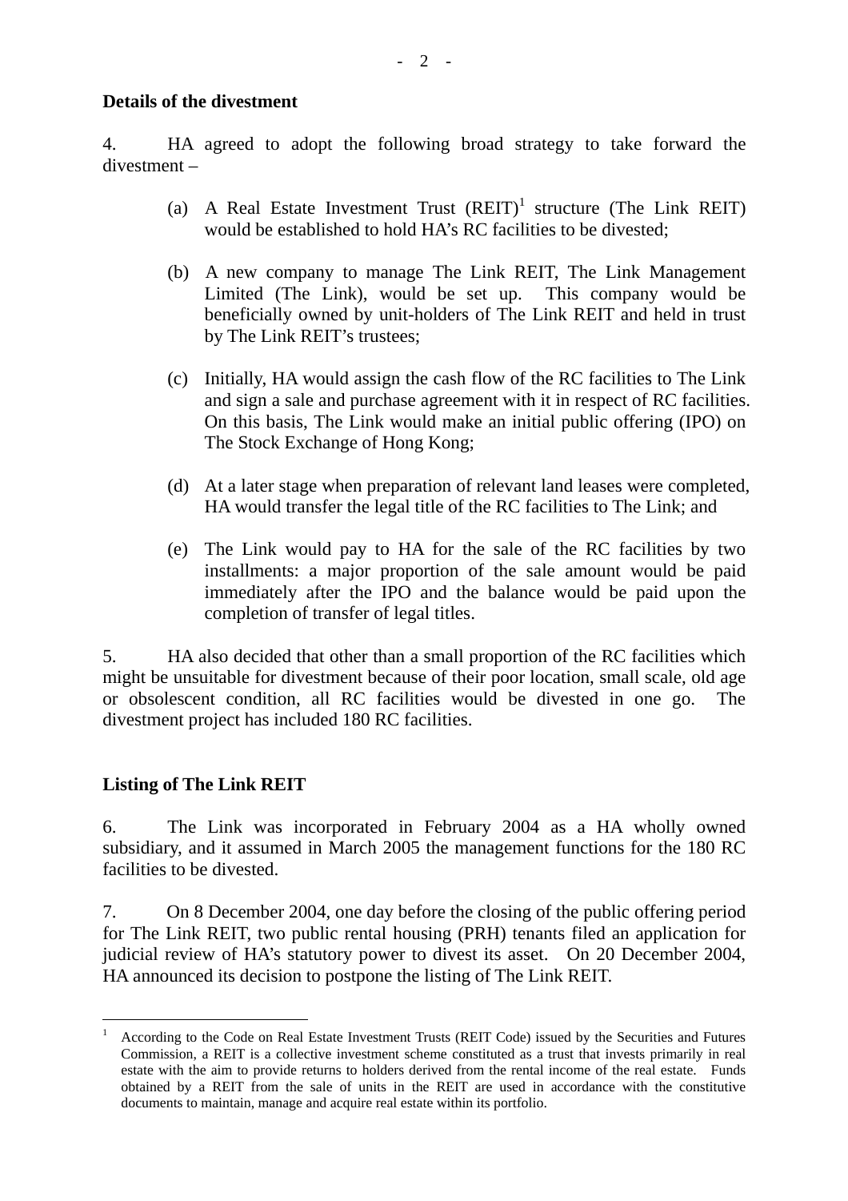**Details of the divestment**

4. HA agreed to adopt the following broad strategy to take forward the divestment –

(a) A Real Estate Investment Trust (REIT)[1] structure (The Link REIT) would be established to hold HA's RC facilities to be divested;

(b) A new company to manage The Link REIT, The Link Management Limited (The Link), would be set up. This company would be beneficially owned by unit-holders of The Link REIT and held in trust by The Link REIT's trustees;

(c) Initially, HA would assign the cash flow of the RC facilities to The Link and sign a sale and purchase agreement with it in respect of RC facilities. On this basis, The Link would make an initial public offering (IPO) on The Stock Exchange of Hong Kong;

(d) At a later stage when preparation of relevant land leases were completed, HA would transfer the legal title of the RC facilities to The Link; and

(e) The Link would pay to HA for the sale of the RC facilities by two installments: a major proportion of the sale amount would be paid immediately after the IPO and the balance would be paid upon the completion of transfer of legal titles.

5. HA also decided that other than a small proportion of the RC facilities which might be unsuitable for divestment because of their poor location, small scale, old age or obsolescent condition, all RC facilities would be divested in one go. The divestment project has included 180 RC facilities.

**Listing of The Link REIT**

6. The Link was incorporated in February 2004 as a HA wholly owned subsidiary, and it assumed in March 2005 the management functions for the 180 RC facilities to be divested.

7. On 8 December 2004, one day before the closing of the public offering period for The Link REIT, two public rental housing (PRH) tenants filed an application for judicial review of HA's statutory power to divest its asset. On 20 December 2004, HA announced its decision to postpone the listing of The Link REIT.

---

[1] According to the Code on Real Estate Investment Trusts (REIT Code) issued by the Securities and Futures Commission, a REIT is a collective investment scheme constituted as a trust that invests primarily in real estate with the aim to provide returns to holders derived from the rental income of the real estate. Funds obtained by a REIT from the sale of units in the REIT are used in accordance with the constitutive documents to maintain, manage and acquire real estate within its portfolio.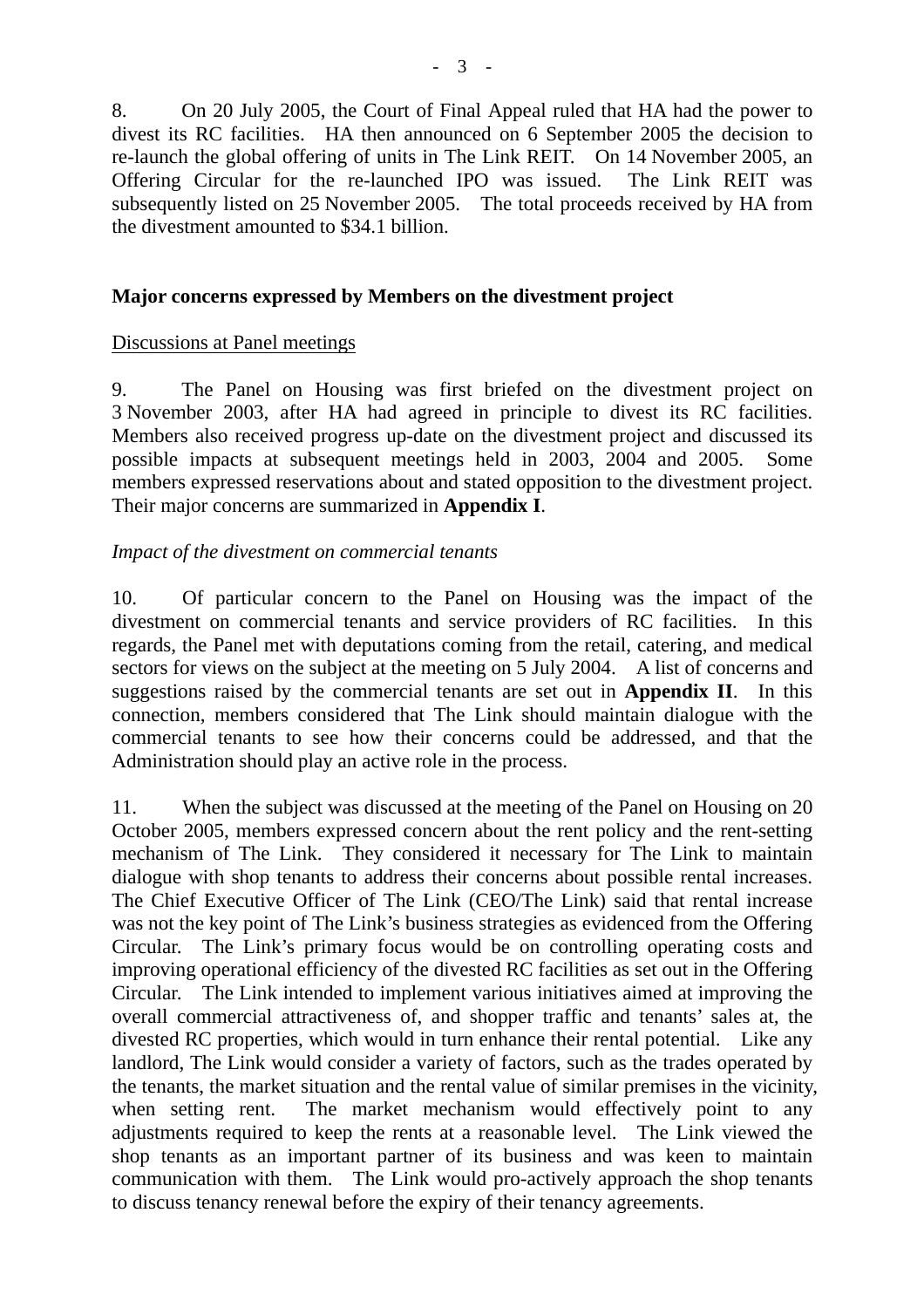8. On 20 July 2005, the Court of Final Appeal ruled that HA had the power to divest its RC facilities. HA then announced on 6 September 2005 the decision to re-launch the global offering of units in The Link REIT. On 14 November 2005, an Offering Circular for the re-launched IPO was issued. The Link REIT was subsequently listed on 25 November 2005. The total proceeds received by HA from the divestment amounted to $34.1 billion.

**Major concerns expressed by Members on the divestment project**

Discussions at Panel meetings

9. The Panel on Housing was first briefed on the divestment project on 3 November 2003, after HA had agreed in principle to divest its RC facilities. Members also received progress up-date on the divestment project and discussed its possible impacts at subsequent meetings held in 2003, 2004 and 2005. Some members expressed reservations about and stated opposition to the divestment project. Their major concerns are summarized in **Appendix I**.

*Impact of the divestment on commercial tenants*

10. Of particular concern to the Panel on Housing was the impact of the divestment on commercial tenants and service providers of RC facilities. In this regards, the Panel met with deputations coming from the retail, catering, and medical sectors for views on the subject at the meeting on 5 July 2004. A list of concerns and suggestions raised by the commercial tenants are set out in **Appendix II**. In this connection, members considered that The Link should maintain dialogue with the commercial tenants to see how their concerns could be addressed, and that the Administration should play an active role in the process.

11. When the subject was discussed at the meeting of the Panel on Housing on 20 October 2005, members expressed concern about the rent policy and the rent-setting mechanism of The Link. They considered it necessary for The Link to maintain dialogue with shop tenants to address their concerns about possible rental increases. The Chief Executive Officer of The Link (CEO/The Link) said that rental increase was not the key point of The Link's business strategies as evidenced from the Offering Circular. The Link's primary focus would be on controlling operating costs and improving operational efficiency of the divested RC facilities as set out in the Offering Circular. The Link intended to implement various initiatives aimed at improving the overall commercial attractiveness of, and shopper traffic and tenants' sales at, the divested RC properties, which would in turn enhance their rental potential. Like any landlord, The Link would consider a variety of factors, such as the trades operated by the tenants, the market situation and the rental value of similar premises in the vicinity, when setting rent. The market mechanism would effectively point to any adjustments required to keep the rents at a reasonable level. The Link viewed the shop tenants as an important partner of its business and was keen to maintain communication with them. The Link would pro-actively approach the shop tenants to discuss tenancy renewal before the expiry of their tenancy agreements.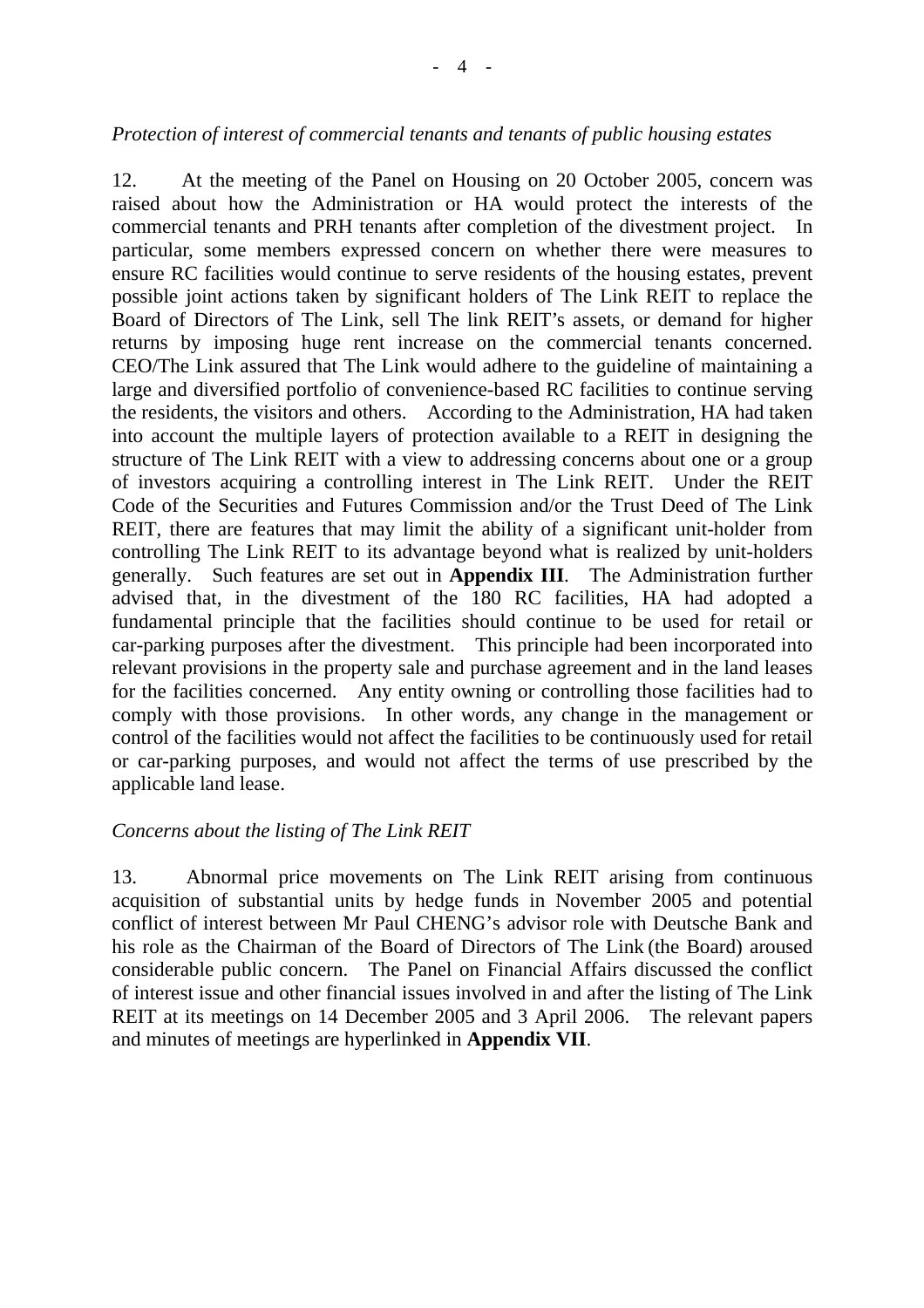*Protection of interest of commercial tenants and tenants of public housing estates*

12. At the meeting of the Panel on Housing on 20 October 2005, concern was raised about how the Administration or HA would protect the interests of the commercial tenants and PRH tenants after completion of the divestment project. In particular, some members expressed concern on whether there were measures to ensure RC facilities would continue to serve residents of the housing estates, prevent possible joint actions taken by significant holders of The Link REIT to replace the Board of Directors of The Link, sell The link REIT's assets, or demand for higher returns by imposing huge rent increase on the commercial tenants concerned. CEO/The Link assured that The Link would adhere to the guideline of maintaining a large and diversified portfolio of convenience-based RC facilities to continue serving the residents, the visitors and others. According to the Administration, HA had taken into account the multiple layers of protection available to a REIT in designing the structure of The Link REIT with a view to addressing concerns about one or a group of investors acquiring a controlling interest in The Link REIT. Under the REIT Code of the Securities and Futures Commission and/or the Trust Deed of The Link REIT, there are features that may limit the ability of a significant unit-holder from controlling The Link REIT to its advantage beyond what is realized by unit-holders generally. Such features are set out in **Appendix III**. The Administration further advised that, in the divestment of the 180 RC facilities, HA had adopted a fundamental principle that the facilities should continue to be used for retail or car-parking purposes after the divestment. This principle had been incorporated into relevant provisions in the property sale and purchase agreement and in the land leases for the facilities concerned. Any entity owning or controlling those facilities had to comply with those provisions. In other words, any change in the management or control of the facilities would not affect the facilities to be continuously used for retail or car-parking purposes, and would not affect the terms of use prescribed by the applicable land lease.

*Concerns about the listing of The Link REIT*

13. Abnormal price movements on The Link REIT arising from continuous acquisition of substantial units by hedge funds in November 2005 and potential conflict of interest between Mr Paul CHENG's advisor role with Deutsche Bank and his role as the Chairman of the Board of Directors of The Link (the Board) aroused considerable public concern. The Panel on Financial Affairs discussed the conflict of interest issue and other financial issues involved in and after the listing of The Link REIT at its meetings on 14 December 2005 and 3 April 2006. The relevant papers and minutes of meetings are hyperlinked in **Appendix VII**.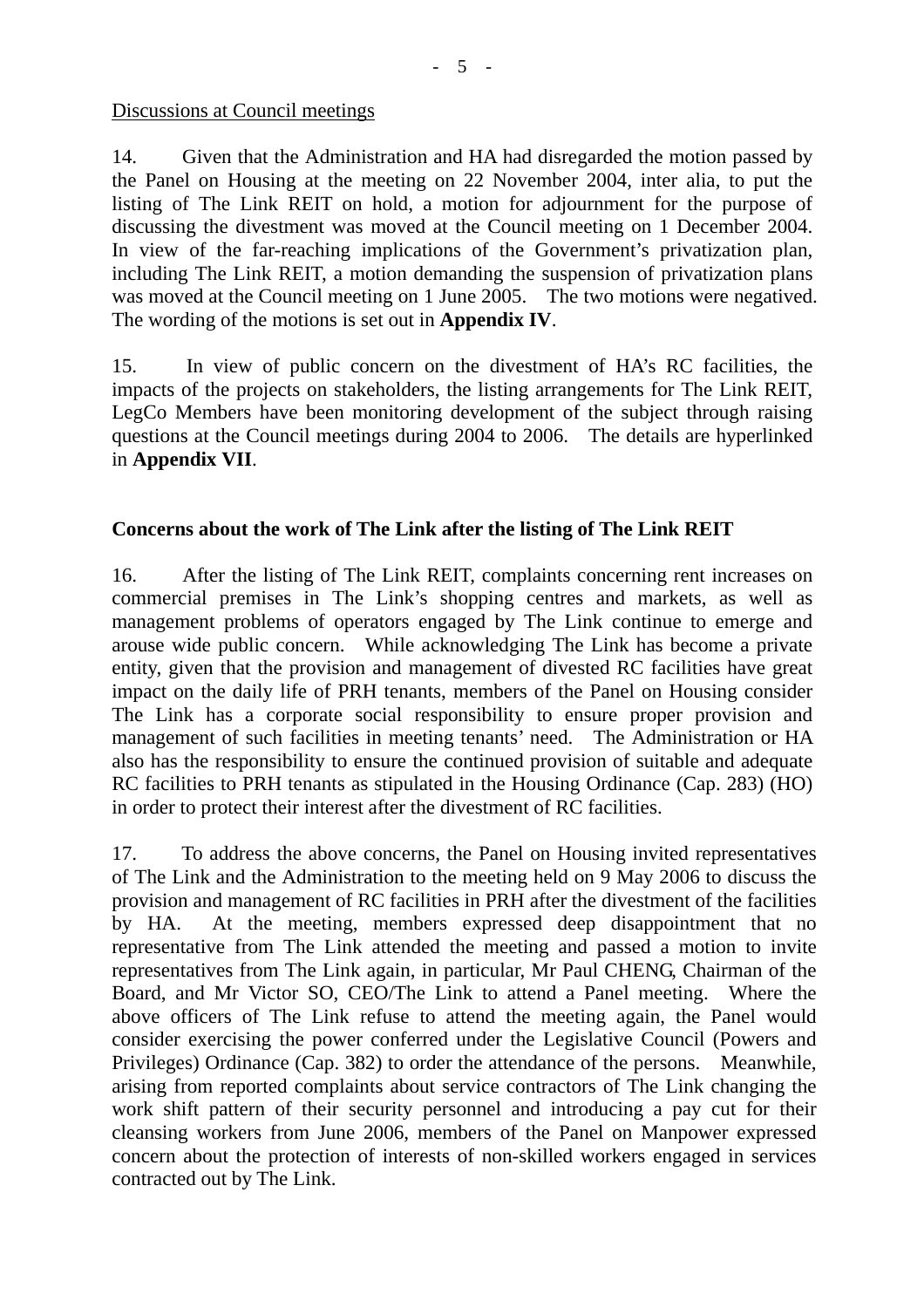Discussions at Council meetings

14. Given that the Administration and HA had disregarded the motion passed by the Panel on Housing at the meeting on 22 November 2004, inter alia, to put the listing of The Link REIT on hold, a motion for adjournment for the purpose of discussing the divestment was moved at the Council meeting on 1 December 2004. In view of the far-reaching implications of the Government's privatization plan, including The Link REIT, a motion demanding the suspension of privatization plans was moved at the Council meeting on 1 June 2005. The two motions were negatived. The wording of the motions is set out in **Appendix IV**.

15. In view of public concern on the divestment of HA's RC facilities, the impacts of the projects on stakeholders, the listing arrangements for The Link REIT, LegCo Members have been monitoring development of the subject through raising questions at the Council meetings during 2004 to 2006. The details are hyperlinked in **Appendix VII**.

**Concerns about the work of The Link after the listing of The Link REIT**

16. After the listing of The Link REIT, complaints concerning rent increases on commercial premises in The Link's shopping centres and markets, as well as management problems of operators engaged by The Link continue to emerge and arouse wide public concern. While acknowledging The Link has become a private entity, given that the provision and management of divested RC facilities have great impact on the daily life of PRH tenants, members of the Panel on Housing consider The Link has a corporate social responsibility to ensure proper provision and management of such facilities in meeting tenants' need. The Administration or HA also has the responsibility to ensure the continued provision of suitable and adequate RC facilities to PRH tenants as stipulated in the Housing Ordinance (Cap. 283) (HO) in order to protect their interest after the divestment of RC facilities.

17. To address the above concerns, the Panel on Housing invited representatives of The Link and the Administration to the meeting held on 9 May 2006 to discuss the provision and management of RC facilities in PRH after the divestment of the facilities by HA. At the meeting, members expressed deep disappointment that no representative from The Link attended the meeting and passed a motion to invite representatives from The Link again, in particular, Mr Paul CHENG, Chairman of the Board, and Mr Victor SO, CEO/The Link to attend a Panel meeting. Where the above officers of The Link refuse to attend the meeting again, the Panel would consider exercising the power conferred under the Legislative Council (Powers and Privileges) Ordinance (Cap. 382) to order the attendance of the persons. Meanwhile, arising from reported complaints about service contractors of The Link changing the work shift pattern of their security personnel and introducing a pay cut for their cleansing workers from June 2006, members of the Panel on Manpower expressed concern about the protection of interests of non-skilled workers engaged in services contracted out by The Link.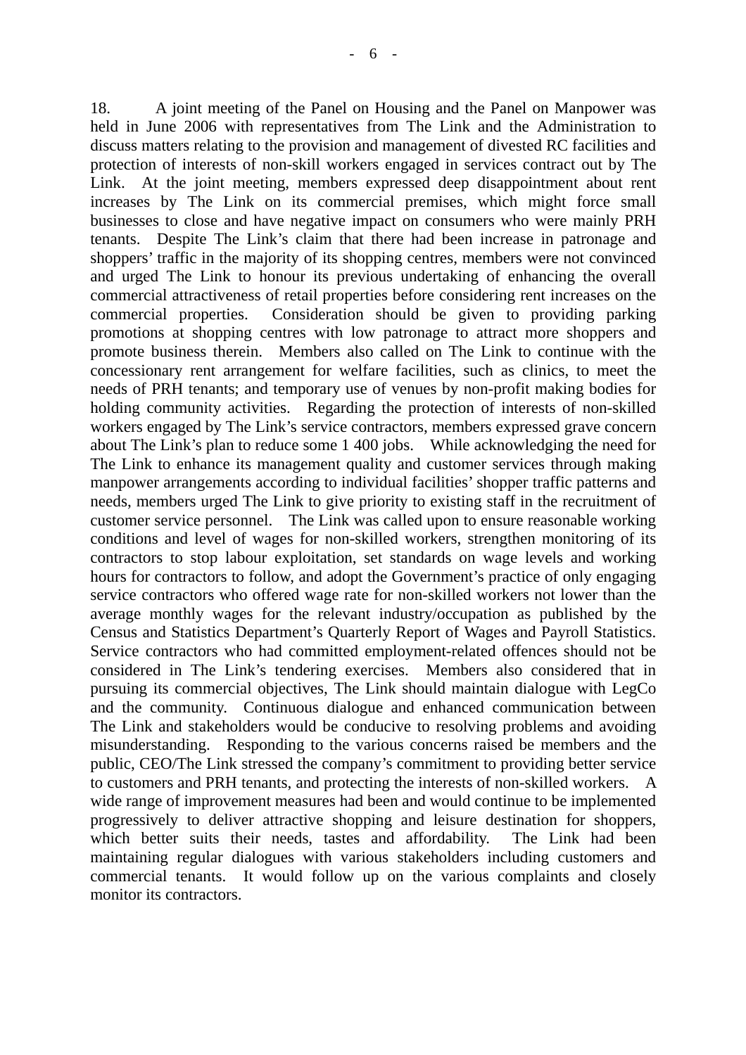18. A joint meeting of the Panel on Housing and the Panel on Manpower was held in June 2006 with representatives from The Link and the Administration to discuss matters relating to the provision and management of divested RC facilities and protection of interests of non-skill workers engaged in services contract out by The Link. At the joint meeting, members expressed deep disappointment about rent increases by The Link on its commercial premises, which might force small businesses to close and have negative impact on consumers who were mainly PRH tenants. Despite The Link's claim that there had been increase in patronage and shoppers' traffic in the majority of its shopping centres, members were not convinced and urged The Link to honour its previous undertaking of enhancing the overall commercial attractiveness of retail properties before considering rent increases on the commercial properties. Consideration should be given to providing parking promotions at shopping centres with low patronage to attract more shoppers and promote business therein. Members also called on The Link to continue with the concessionary rent arrangement for welfare facilities, such as clinics, to meet the needs of PRH tenants; and temporary use of venues by non-profit making bodies for holding community activities. Regarding the protection of interests of non-skilled workers engaged by The Link's service contractors, members expressed grave concern about The Link's plan to reduce some 1 400 jobs. While acknowledging the need for The Link to enhance its management quality and customer services through making manpower arrangements according to individual facilities' shopper traffic patterns and needs, members urged The Link to give priority to existing staff in the recruitment of customer service personnel. The Link was called upon to ensure reasonable working conditions and level of wages for non-skilled workers, strengthen monitoring of its contractors to stop labour exploitation, set standards on wage levels and working hours for contractors to follow, and adopt the Government's practice of only engaging service contractors who offered wage rate for non-skilled workers not lower than the average monthly wages for the relevant industry/occupation as published by the Census and Statistics Department's Quarterly Report of Wages and Payroll Statistics. Service contractors who had committed employment-related offences should not be considered in The Link's tendering exercises. Members also considered that in pursuing its commercial objectives, The Link should maintain dialogue with LegCo and the community. Continuous dialogue and enhanced communication between The Link and stakeholders would be conducive to resolving problems and avoiding misunderstanding. Responding to the various concerns raised be members and the public, CEO/The Link stressed the company's commitment to providing better service to customers and PRH tenants, and protecting the interests of non-skilled workers. A wide range of improvement measures had been and would continue to be implemented progressively to deliver attractive shopping and leisure destination for shoppers, which better suits their needs, tastes and affordability. The Link had been maintaining regular dialogues with various stakeholders including customers and commercial tenants. It would follow up on the various complaints and closely monitor its contractors.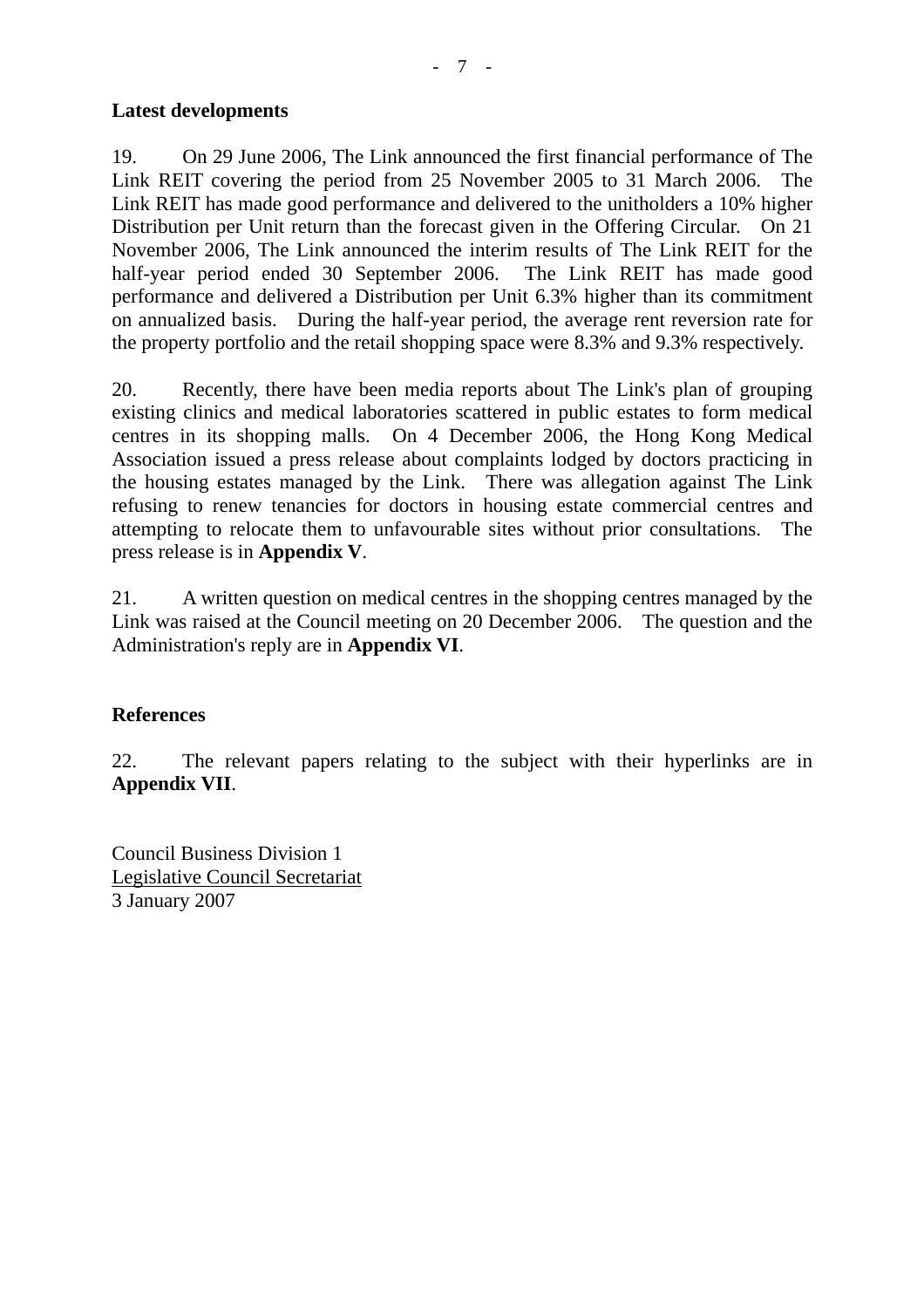**Latest developments**

19. On 29 June 2006, The Link announced the first financial performance of The Link REIT covering the period from 25 November 2005 to 31 March 2006. The Link REIT has made good performance and delivered to the unitholders a 10% higher Distribution per Unit return than the forecast given in the Offering Circular. On 21 November 2006, The Link announced the interim results of The Link REIT for the half-year period ended 30 September 2006. The Link REIT has made good performance and delivered a Distribution per Unit 6.3% higher than its commitment on annualized basis. During the half-year period, the average rent reversion rate for the property portfolio and the retail shopping space were 8.3% and 9.3% respectively.

20. Recently, there have been media reports about The Link's plan of grouping existing clinics and medical laboratories scattered in public estates to form medical centres in its shopping malls. On 4 December 2006, the Hong Kong Medical Association issued a press release about complaints lodged by doctors practicing in the housing estates managed by the Link. There was allegation against The Link refusing to renew tenancies for doctors in housing estate commercial centres and attempting to relocate them to unfavourable sites without prior consultations. The press release is in **Appendix V**.

21. A written question on medical centres in the shopping centres managed by the Link was raised at the Council meeting on 20 December 2006. The question and the Administration's reply are in **Appendix VI**.

**References**

22. The relevant papers relating to the subject with their hyperlinks are in **Appendix VII**.

Council Business Division 1
Legislative Council Secretariat
3 January 2007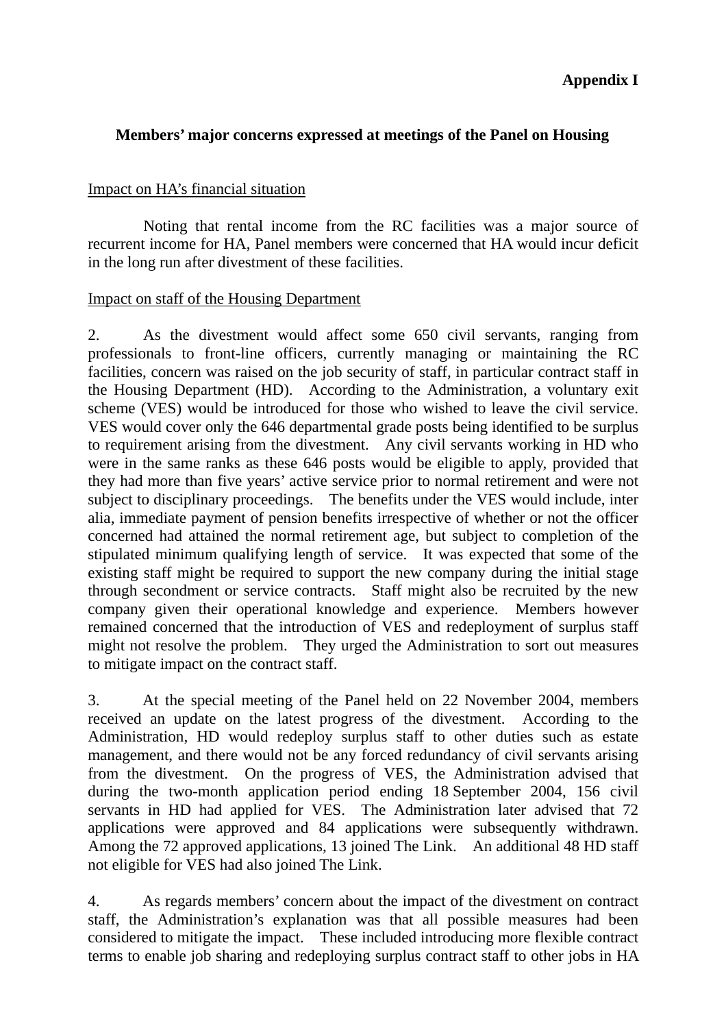**Appendix I**

**Members' major concerns expressed at meetings of the Panel on Housing**

Impact on HA's financial situation

Noting that rental income from the RC facilities was a major source of recurrent income for HA, Panel members were concerned that HA would incur deficit in the long run after divestment of these facilities.

Impact on staff of the Housing Department

2. As the divestment would affect some 650 civil servants, ranging from professionals to front-line officers, currently managing or maintaining the RC facilities, concern was raised on the job security of staff, in particular contract staff in the Housing Department (HD). According to the Administration, a voluntary exit scheme (VES) would be introduced for those who wished to leave the civil service. VES would cover only the 646 departmental grade posts being identified to be surplus to requirement arising from the divestment. Any civil servants working in HD who were in the same ranks as these 646 posts would be eligible to apply, provided that they had more than five years' active service prior to normal retirement and were not subject to disciplinary proceedings. The benefits under the VES would include, inter alia, immediate payment of pension benefits irrespective of whether or not the officer concerned had attained the normal retirement age, but subject to completion of the stipulated minimum qualifying length of service. It was expected that some of the existing staff might be required to support the new company during the initial stage through secondment or service contracts. Staff might also be recruited by the new company given their operational knowledge and experience. Members however remained concerned that the introduction of VES and redeployment of surplus staff might not resolve the problem. They urged the Administration to sort out measures to mitigate impact on the contract staff.

3. At the special meeting of the Panel held on 22 November 2004, members received an update on the latest progress of the divestment. According to the Administration, HD would redeploy surplus staff to other duties such as estate management, and there would not be any forced redundancy of civil servants arising from the divestment. On the progress of VES, the Administration advised that during the two-month application period ending 18 September 2004, 156 civil servants in HD had applied for VES. The Administration later advised that 72 applications were approved and 84 applications were subsequently withdrawn. Among the 72 approved applications, 13 joined The Link. An additional 48 HD staff not eligible for VES had also joined The Link.

4. As regards members' concern about the impact of the divestment on contract staff, the Administration's explanation was that all possible measures had been considered to mitigate the impact. These included introducing more flexible contract terms to enable job sharing and redeploying surplus contract staff to other jobs in HA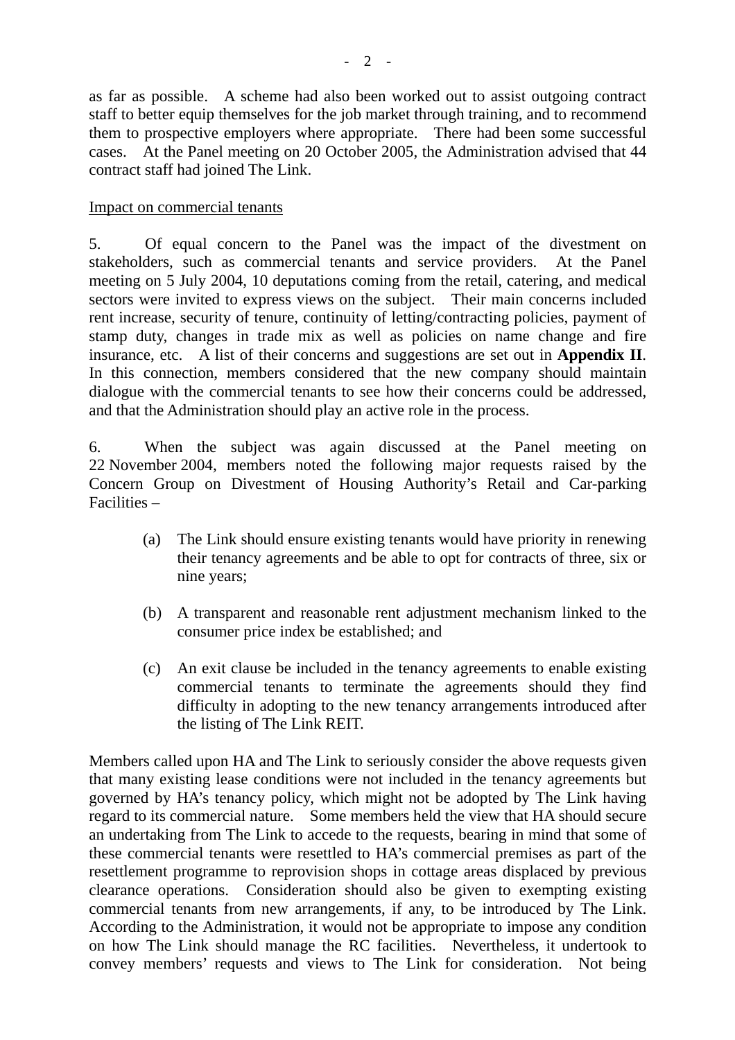as far as possible. A scheme had also been worked out to assist outgoing contract staff to better equip themselves for the job market through training, and to recommend them to prospective employers where appropriate. There had been some successful cases. At the Panel meeting on 20 October 2005, the Administration advised that 44 contract staff had joined The Link.

<u>Impact on commercial tenants</u>

5. Of equal concern to the Panel was the impact of the divestment on stakeholders, such as commercial tenants and service providers. At the Panel meeting on 5 July 2004, 10 deputations coming from the retail, catering, and medical sectors were invited to express views on the subject. Their main concerns included rent increase, security of tenure, continuity of letting/contracting policies, payment of stamp duty, changes in trade mix as well as policies on name change and fire insurance, etc. A list of their concerns and suggestions are set out in **Appendix II**. In this connection, members considered that the new company should maintain dialogue with the commercial tenants to see how their concerns could be addressed, and that the Administration should play an active role in the process.

6. When the subject was again discussed at the Panel meeting on 22 November 2004, members noted the following major requests raised by the Concern Group on Divestment of Housing Authority's Retail and Car-parking Facilities –

(a) The Link should ensure existing tenants would have priority in renewing their tenancy agreements and be able to opt for contracts of three, six or nine years;

(b) A transparent and reasonable rent adjustment mechanism linked to the consumer price index be established; and

(c) An exit clause be included in the tenancy agreements to enable existing commercial tenants to terminate the agreements should they find difficulty in adopting to the new tenancy arrangements introduced after the listing of The Link REIT.

Members called upon HA and The Link to seriously consider the above requests given that many existing lease conditions were not included in the tenancy agreements but governed by HA's tenancy policy, which might not be adopted by The Link having regard to its commercial nature. Some members held the view that HA should secure an undertaking from The Link to accede to the requests, bearing in mind that some of these commercial tenants were resettled to HA's commercial premises as part of the resettlement programme to reprovision shops in cottage areas displaced by previous clearance operations. Consideration should also be given to exempting existing commercial tenants from new arrangements, if any, to be introduced by The Link. According to the Administration, it would not be appropriate to impose any condition on how The Link should manage the RC facilities. Nevertheless, it undertook to convey members' requests and views to The Link for consideration. Not being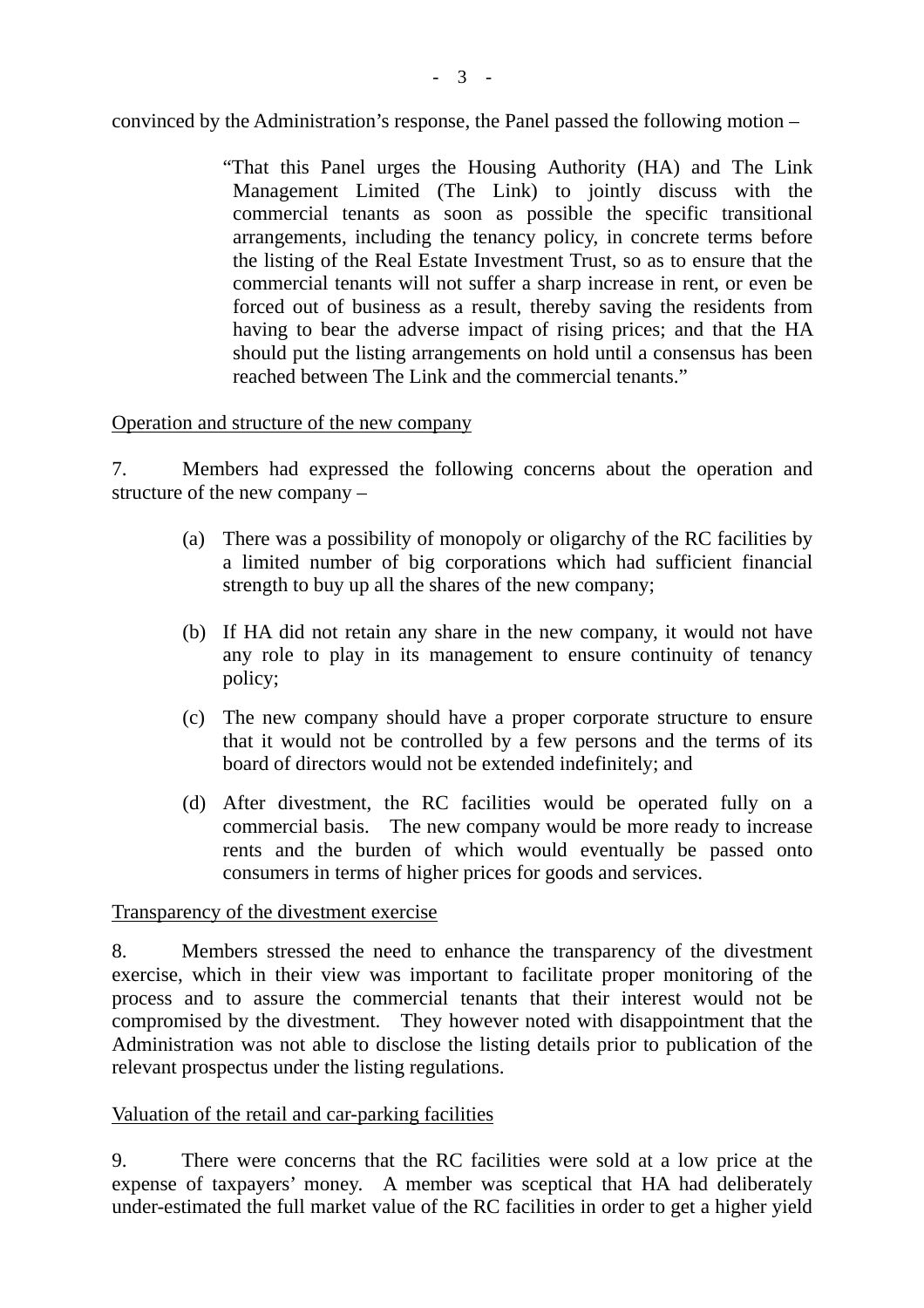convinced by the Administration's response, the Panel passed the following motion –

> "That this Panel urges the Housing Authority (HA) and The Link Management Limited (The Link) to jointly discuss with the commercial tenants as soon as possible the specific transitional arrangements, including the tenancy policy, in concrete terms before the listing of the Real Estate Investment Trust, so as to ensure that the commercial tenants will not suffer a sharp increase in rent, or even be forced out of business as a result, thereby saving the residents from having to bear the adverse impact of rising prices; and that the HA should put the listing arrangements on hold until a consensus has been reached between The Link and the commercial tenants."

<u>Operation and structure of the new company</u>

7. Members had expressed the following concerns about the operation and structure of the new company –

(a) There was a possibility of monopoly or oligarchy of the RC facilities by a limited number of big corporations which had sufficient financial strength to buy up all the shares of the new company;

(b) If HA did not retain any share in the new company, it would not have any role to play in its management to ensure continuity of tenancy policy;

(c) The new company should have a proper corporate structure to ensure that it would not be controlled by a few persons and the terms of its board of directors would not be extended indefinitely; and

(d) After divestment, the RC facilities would be operated fully on a commercial basis. The new company would be more ready to increase rents and the burden of which would eventually be passed onto consumers in terms of higher prices for goods and services.

<u>Transparency of the divestment exercise</u>

8. Members stressed the need to enhance the transparency of the divestment exercise, which in their view was important to facilitate proper monitoring of the process and to assure the commercial tenants that their interest would not be compromised by the divestment. They however noted with disappointment that the Administration was not able to disclose the listing details prior to publication of the relevant prospectus under the listing regulations.

<u>Valuation of the retail and car-parking facilities</u>

9. There were concerns that the RC facilities were sold at a low price at the expense of taxpayers' money. A member was sceptical that HA had deliberately under-estimated the full market value of the RC facilities in order to get a higher yield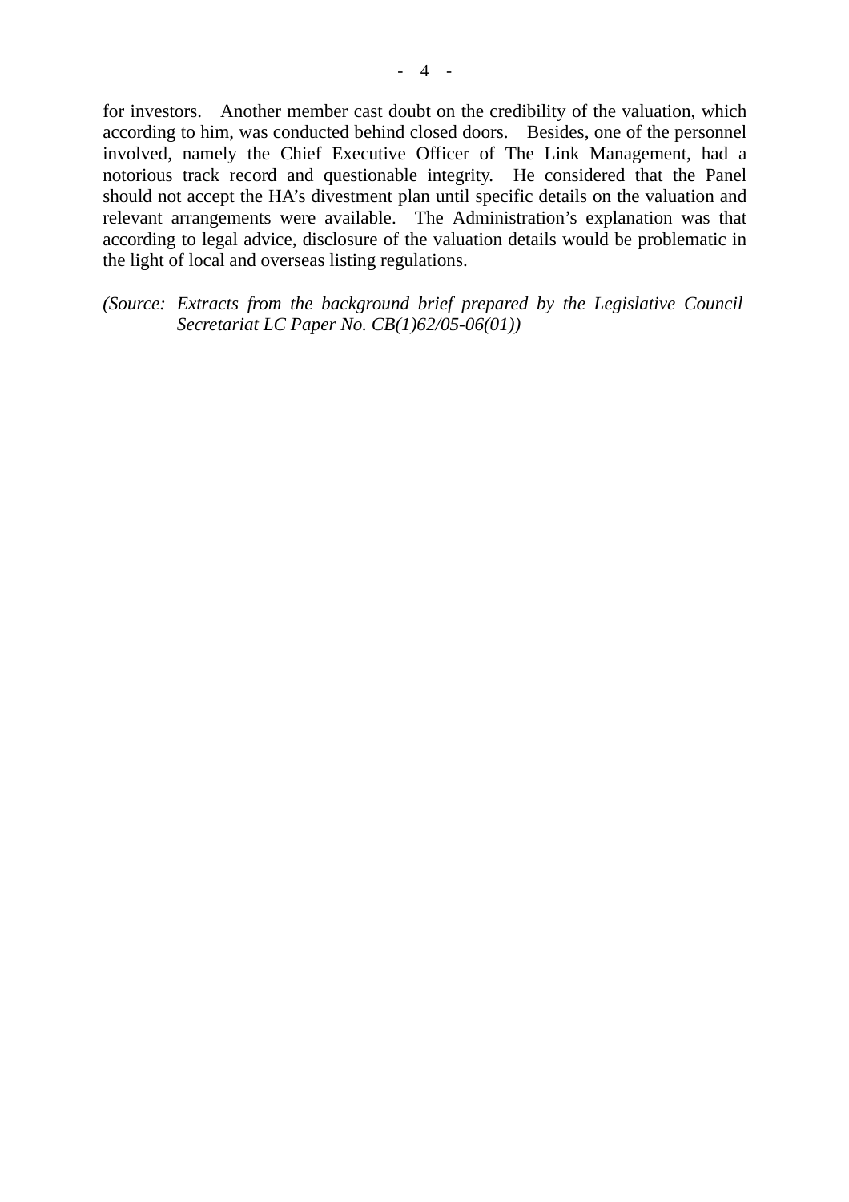for investors. Another member cast doubt on the credibility of the valuation, which according to him, was conducted behind closed doors. Besides, one of the personnel involved, namely the Chief Executive Officer of The Link Management, had a notorious track record and questionable integrity. He considered that the Panel should not accept the HA's divestment plan until specific details on the valuation and relevant arrangements were available. The Administration's explanation was that according to legal advice, disclosure of the valuation details would be problematic in the light of local and overseas listing regulations.

*(Source: Extracts from the background brief prepared by the Legislative Council Secretariat LC Paper No. CB(1)62/05-06(01))*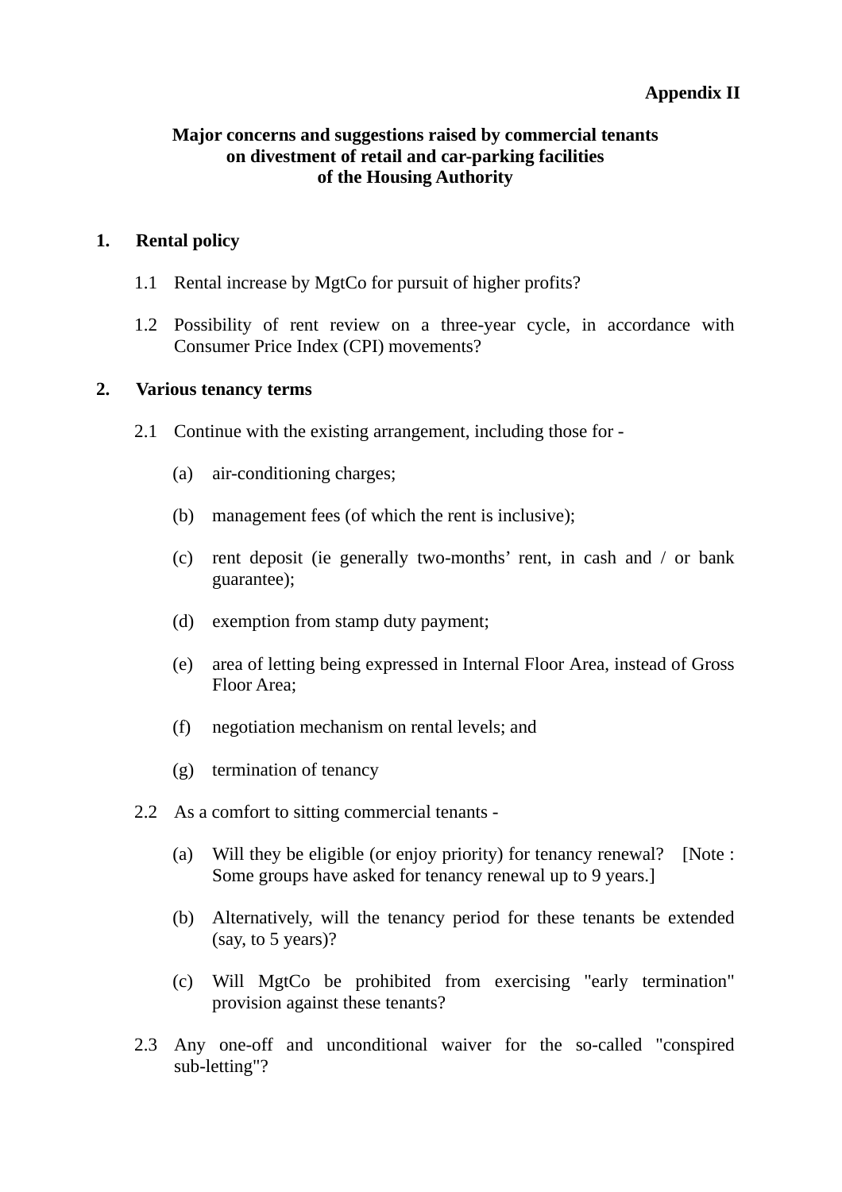**Appendix II**

## Major concerns and suggestions raised by commercial tenants on divestment of retail and car-parking facilities of the Housing Authority

### 1. Rental policy

1.1 Rental increase by MgtCo for pursuit of higher profits?

1.2 Possibility of rent review on a three-year cycle, in accordance with Consumer Price Index (CPI) movements?

### 2. Various tenancy terms

2.1 Continue with the existing arrangement, including those for -

- (a) air-conditioning charges;
- (b) management fees (of which the rent is inclusive);
- (c) rent deposit (ie generally two-months' rent, in cash and / or bank guarantee);
- (d) exemption from stamp duty payment;
- (e) area of letting being expressed in Internal Floor Area, instead of Gross Floor Area;
- (f) negotiation mechanism on rental levels; and
- (g) termination of tenancy

2.2 As a comfort to sitting commercial tenants -

- (a) Will they be eligible (or enjoy priority) for tenancy renewal? [Note : Some groups have asked for tenancy renewal up to 9 years.]
- (b) Alternatively, will the tenancy period for these tenants be extended (say, to 5 years)?
- (c) Will MgtCo be prohibited from exercising "early termination" provision against these tenants?

2.3 Any one-off and unconditional waiver for the so-called "conspired sub-letting"?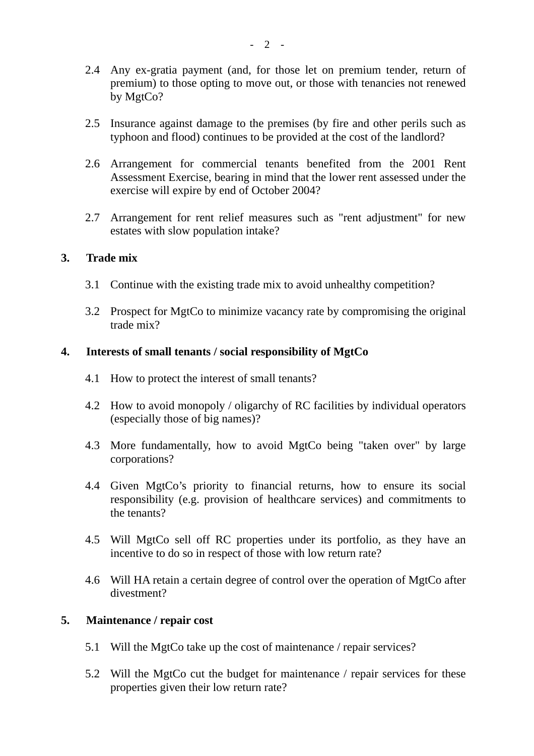2.4 Any ex-gratia payment (and, for those let on premium tender, return of premium) to those opting to move out, or those with tenancies not renewed by MgtCo?

2.5 Insurance against damage to the premises (by fire and other perils such as typhoon and flood) continues to be provided at the cost of the landlord?

2.6 Arrangement for commercial tenants benefited from the 2001 Rent Assessment Exercise, bearing in mind that the lower rent assessed under the exercise will expire by end of October 2004?

2.7 Arrangement for rent relief measures such as "rent adjustment" for new estates with slow population intake?

**3. Trade mix**

3.1 Continue with the existing trade mix to avoid unhealthy competition?

3.2 Prospect for MgtCo to minimize vacancy rate by compromising the original trade mix?

**4. Interests of small tenants / social responsibility of MgtCo**

4.1 How to protect the interest of small tenants?

4.2 How to avoid monopoly / oligarchy of RC facilities by individual operators (especially those of big names)?

4.3 More fundamentally, how to avoid MgtCo being "taken over" by large corporations?

4.4 Given MgtCo's priority to financial returns, how to ensure its social responsibility (e.g. provision of healthcare services) and commitments to the tenants?

4.5 Will MgtCo sell off RC properties under its portfolio, as they have an incentive to do so in respect of those with low return rate?

4.6 Will HA retain a certain degree of control over the operation of MgtCo after divestment?

**5. Maintenance / repair cost**

5.1 Will the MgtCo take up the cost of maintenance / repair services?

5.2 Will the MgtCo cut the budget for maintenance / repair services for these properties given their low return rate?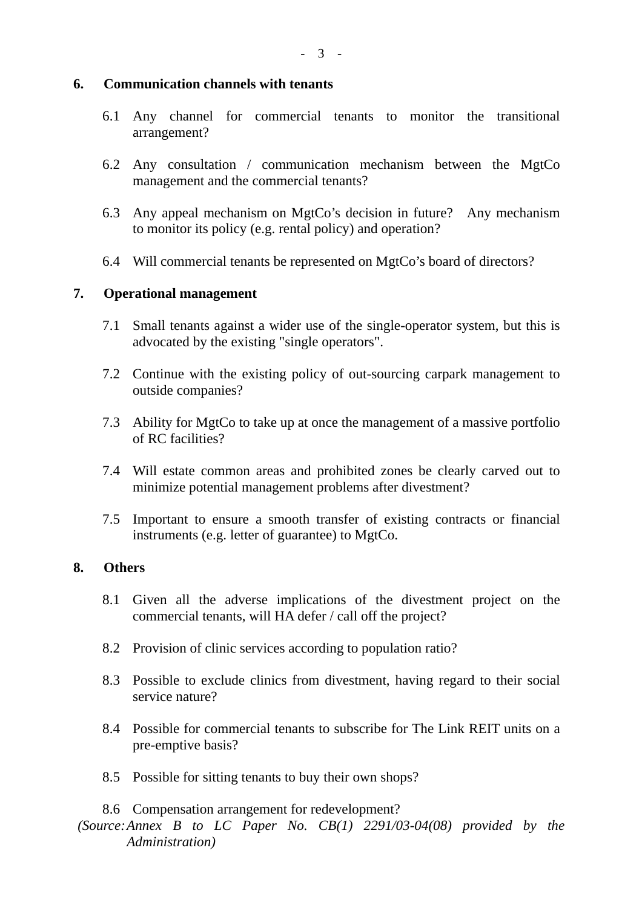**6. Communication channels with tenants**

6.1 Any channel for commercial tenants to monitor the transitional arrangement?

6.2 Any consultation / communication mechanism between the MgtCo management and the commercial tenants?

6.3 Any appeal mechanism on MgtCo's decision in future? Any mechanism to monitor its policy (e.g. rental policy) and operation?

6.4 Will commercial tenants be represented on MgtCo's board of directors?

**7. Operational management**

7.1 Small tenants against a wider use of the single-operator system, but this is advocated by the existing "single operators".

7.2 Continue with the existing policy of out-sourcing carpark management to outside companies?

7.3 Ability for MgtCo to take up at once the management of a massive portfolio of RC facilities?

7.4 Will estate common areas and prohibited zones be clearly carved out to minimize potential management problems after divestment?

7.5 Important to ensure a smooth transfer of existing contracts or financial instruments (e.g. letter of guarantee) to MgtCo.

**8. Others**

8.1 Given all the adverse implications of the divestment project on the commercial tenants, will HA defer / call off the project?

8.2 Provision of clinic services according to population ratio?

8.3 Possible to exclude clinics from divestment, having regard to their social service nature?

8.4 Possible for commercial tenants to subscribe for The Link REIT units on a pre-emptive basis?

8.5 Possible for sitting tenants to buy their own shops?

8.6 Compensation arrangement for redevelopment?

*(Source: Annex B to LC Paper No. CB(1) 2291/03-04(08) provided by the Administration)*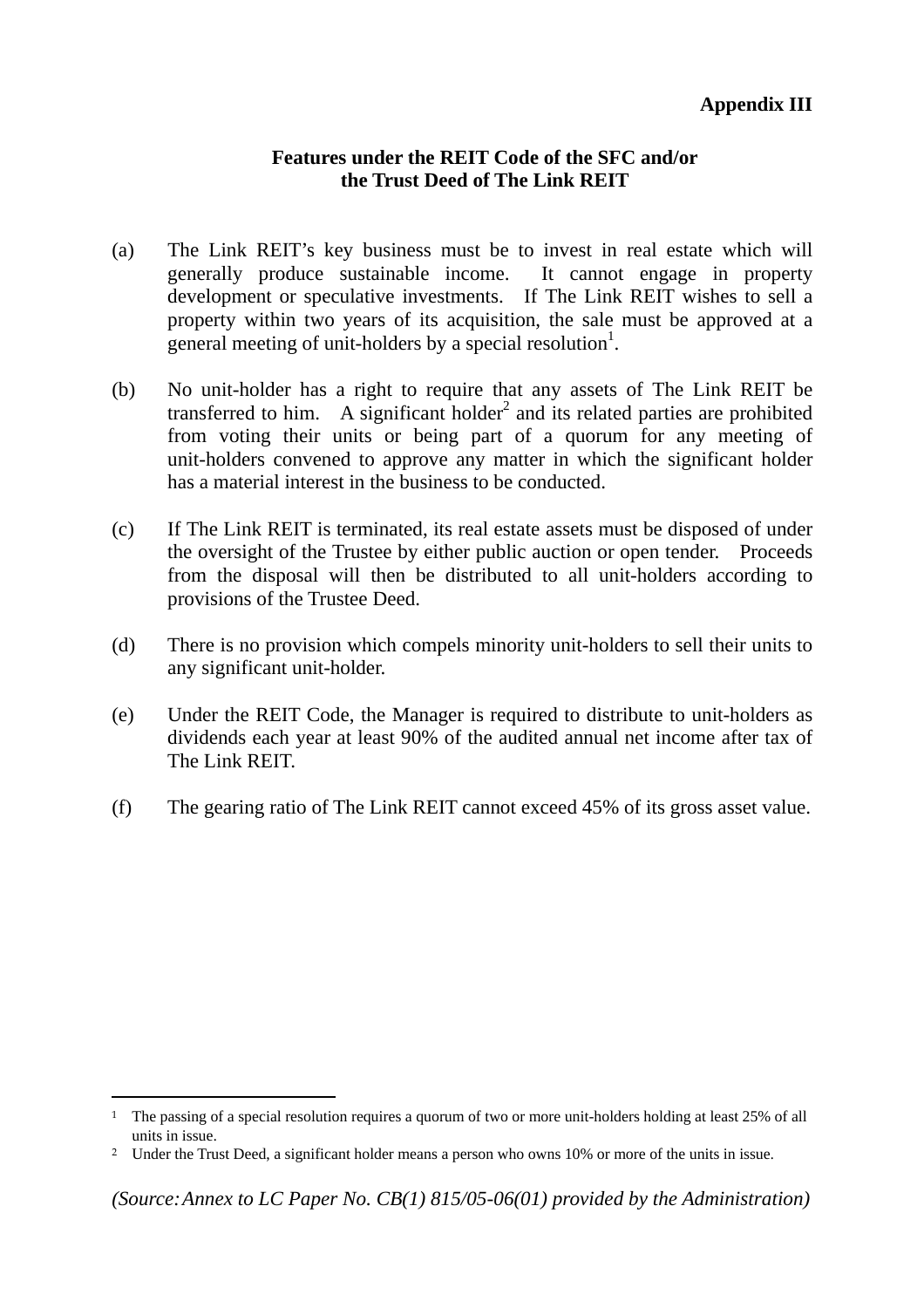**Appendix III**

**Features under the REIT Code of the SFC and/or the Trust Deed of The Link REIT**

(a) The Link REIT's key business must be to invest in real estate which will generally produce sustainable income. It cannot engage in property development or speculative investments. If The Link REIT wishes to sell a property within two years of its acquisition, the sale must be approved at a general meeting of unit-holders by a special resolution[1].

(b) No unit-holder has a right to require that any assets of The Link REIT be transferred to him. A significant holder[2] and its related parties are prohibited from voting their units or being part of a quorum for any meeting of unit-holders convened to approve any matter in which the significant holder has a material interest in the business to be conducted.

(c) If The Link REIT is terminated, its real estate assets must be disposed of under the oversight of the Trustee by either public auction or open tender. Proceeds from the disposal will then be distributed to all unit-holders according to provisions of the Trustee Deed.

(d) There is no provision which compels minority unit-holders to sell their units to any significant unit-holder.

(e) Under the REIT Code, the Manager is required to distribute to unit-holders as dividends each year at least 90% of the audited annual net income after tax of The Link REIT.

(f) The gearing ratio of The Link REIT cannot exceed 45% of its gross asset value.

---

1 The passing of a special resolution requires a quorum of two or more unit-holders holding at least 25% of all units in issue.

2 Under the Trust Deed, a significant holder means a person who owns 10% or more of the units in issue.

*(Source: Annex to LC Paper No. CB(1) 815/05-06(01) provided by the Administration)*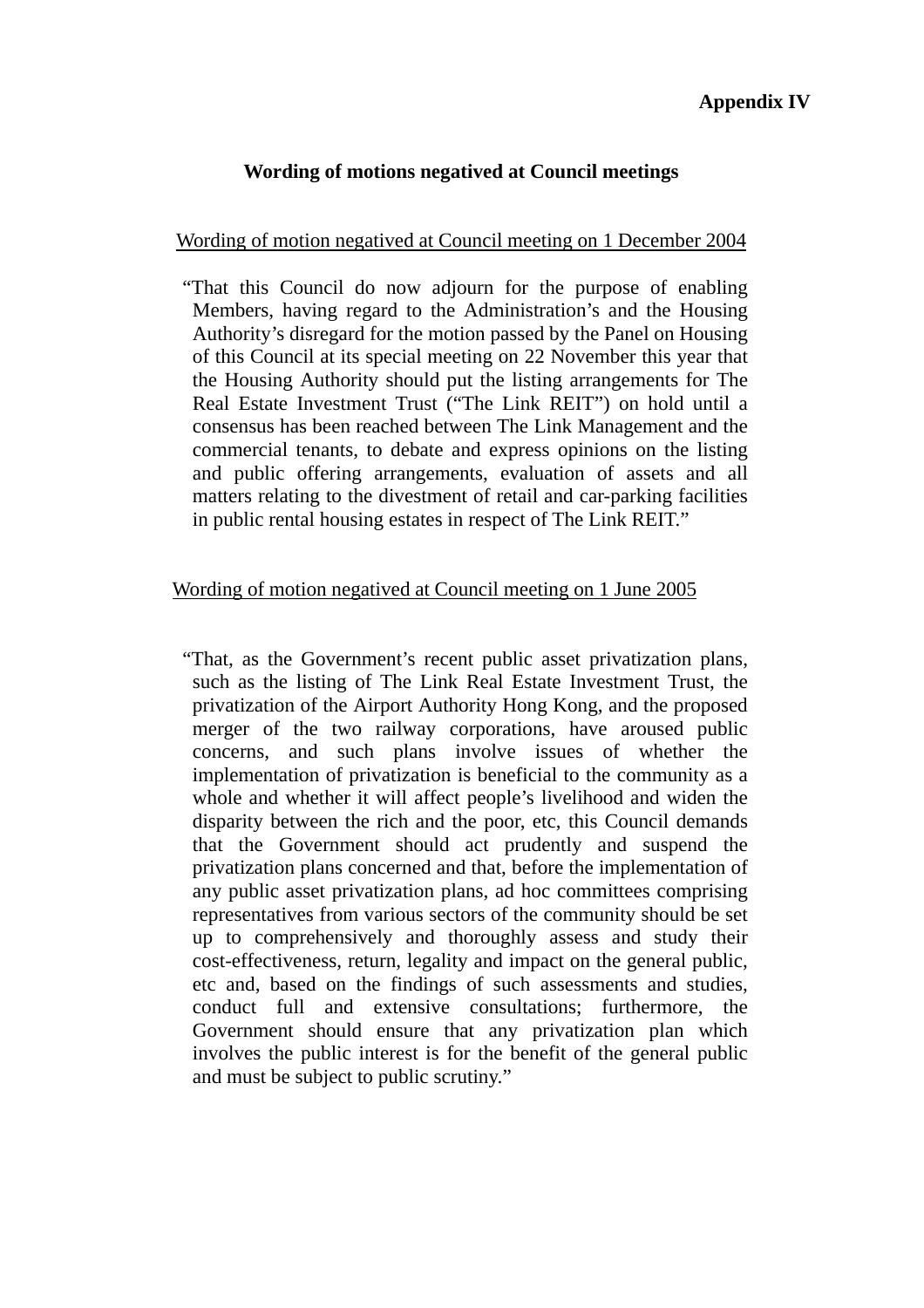**Appendix IV**

## Wording of motions negatived at Council meetings

Wording of motion negatived at Council meeting on 1 December 2004

"That this Council do now adjourn for the purpose of enabling Members, having regard to the Administration's and the Housing Authority's disregard for the motion passed by the Panel on Housing of this Council at its special meeting on 22 November this year that the Housing Authority should put the listing arrangements for The Real Estate Investment Trust ("The Link REIT") on hold until a consensus has been reached between The Link Management and the commercial tenants, to debate and express opinions on the listing and public offering arrangements, evaluation of assets and all matters relating to the divestment of retail and car-parking facilities in public rental housing estates in respect of The Link REIT."

Wording of motion negatived at Council meeting on 1 June 2005

"That, as the Government's recent public asset privatization plans, such as the listing of The Link Real Estate Investment Trust, the privatization of the Airport Authority Hong Kong, and the proposed merger of the two railway corporations, have aroused public concerns, and such plans involve issues of whether the implementation of privatization is beneficial to the community as a whole and whether it will affect people's livelihood and widen the disparity between the rich and the poor, etc, this Council demands that the Government should act prudently and suspend the privatization plans concerned and that, before the implementation of any public asset privatization plans, ad hoc committees comprising representatives from various sectors of the community should be set up to comprehensively and thoroughly assess and study their cost-effectiveness, return, legality and impact on the general public, etc and, based on the findings of such assessments and studies, conduct full and extensive consultations; furthermore, the Government should ensure that any privatization plan which involves the public interest is for the benefit of the general public and must be subject to public scrutiny."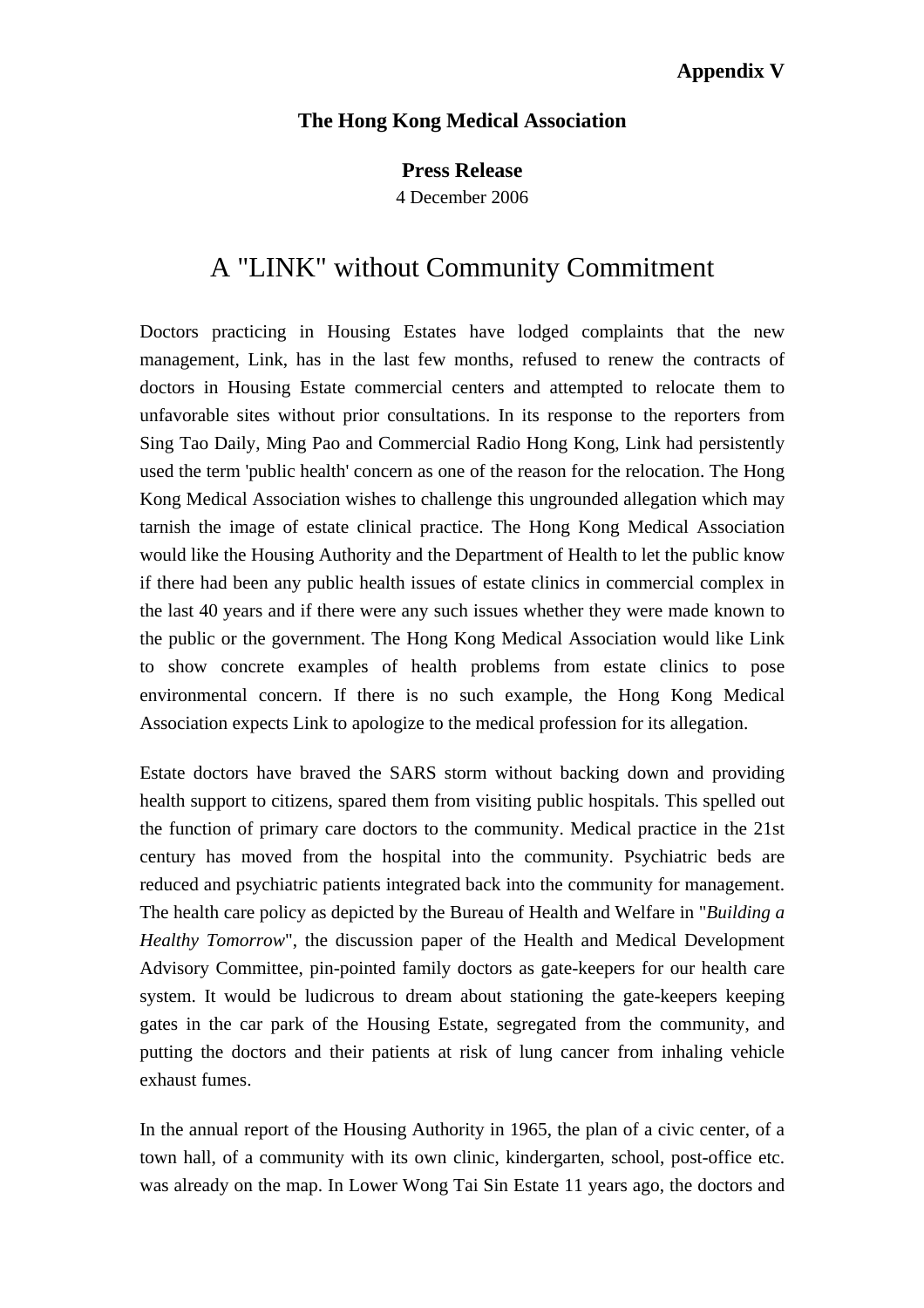**Appendix V**

**The Hong Kong Medical Association**

**Press Release**

4 December 2006

# A "LINK" without Community Commitment

Doctors practicing in Housing Estates have lodged complaints that the new management, Link, has in the last few months, refused to renew the contracts of doctors in Housing Estate commercial centers and attempted to relocate them to unfavorable sites without prior consultations. In its response to the reporters from Sing Tao Daily, Ming Pao and Commercial Radio Hong Kong, Link had persistently used the term 'public health' concern as one of the reason for the relocation. The Hong Kong Medical Association wishes to challenge this ungrounded allegation which may tarnish the image of estate clinical practice. The Hong Kong Medical Association would like the Housing Authority and the Department of Health to let the public know if there had been any public health issues of estate clinics in commercial complex in the last 40 years and if there were any such issues whether they were made known to the public or the government. The Hong Kong Medical Association would like Link to show concrete examples of health problems from estate clinics to pose environmental concern. If there is no such example, the Hong Kong Medical Association expects Link to apologize to the medical profession for its allegation.

Estate doctors have braved the SARS storm without backing down and providing health support to citizens, spared them from visiting public hospitals. This spelled out the function of primary care doctors to the community. Medical practice in the 21st century has moved from the hospital into the community. Psychiatric beds are reduced and psychiatric patients integrated back into the community for management. The health care policy as depicted by the Bureau of Health and Welfare in "*Building a Healthy Tomorrow*", the discussion paper of the Health and Medical Development Advisory Committee, pin-pointed family doctors as gate-keepers for our health care system. It would be ludicrous to dream about stationing the gate-keepers keeping gates in the car park of the Housing Estate, segregated from the community, and putting the doctors and their patients at risk of lung cancer from inhaling vehicle exhaust fumes.

In the annual report of the Housing Authority in 1965, the plan of a civic center, of a town hall, of a community with its own clinic, kindergarten, school, post-office etc. was already on the map. In Lower Wong Tai Sin Estate 11 years ago, the doctors and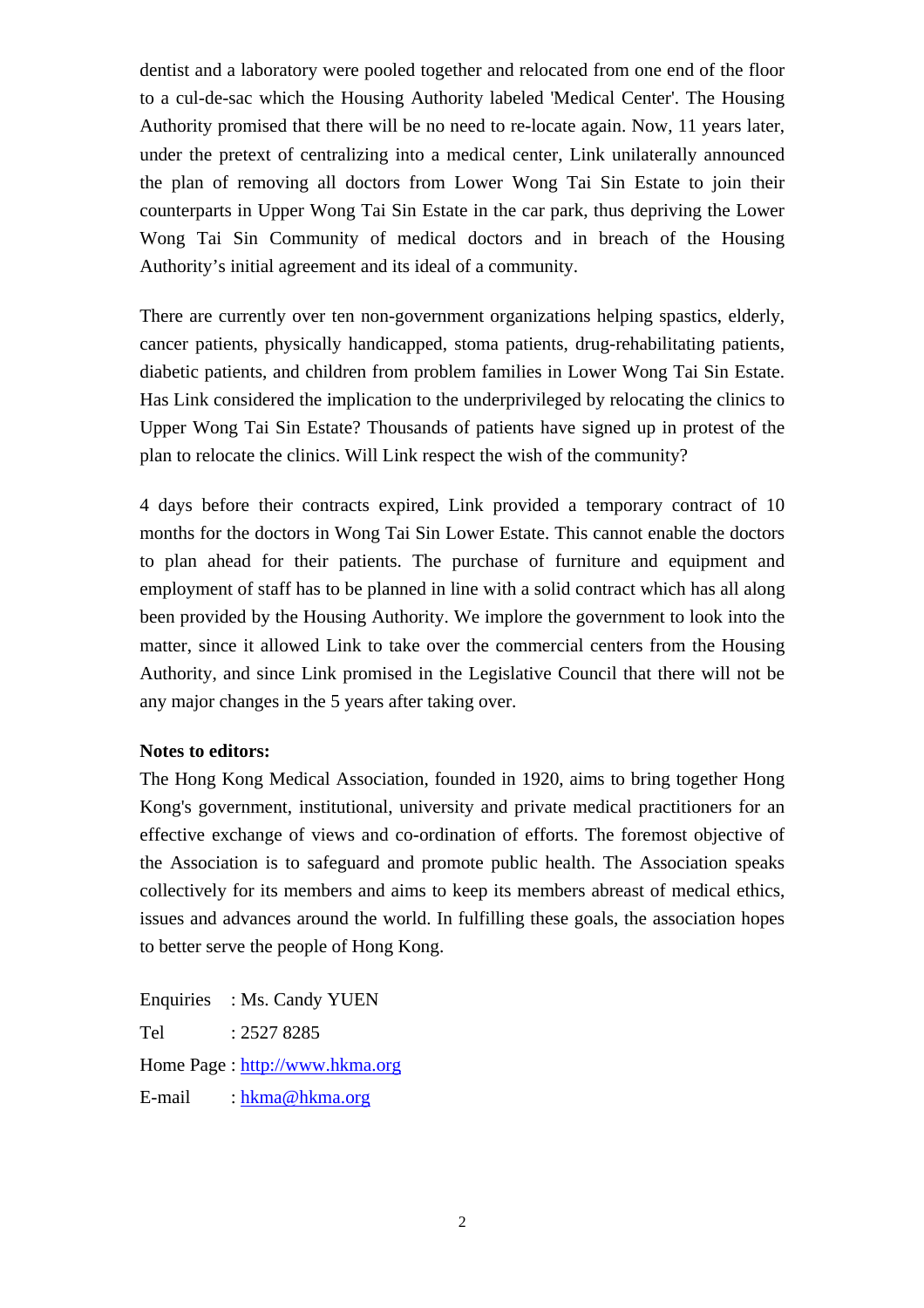dentist and a laboratory were pooled together and relocated from one end of the floor to a cul-de-sac which the Housing Authority labeled 'Medical Center'. The Housing Authority promised that there will be no need to re-locate again. Now, 11 years later, under the pretext of centralizing into a medical center, Link unilaterally announced the plan of removing all doctors from Lower Wong Tai Sin Estate to join their counterparts in Upper Wong Tai Sin Estate in the car park, thus depriving the Lower Wong Tai Sin Community of medical doctors and in breach of the Housing Authority's initial agreement and its ideal of a community.

There are currently over ten non-government organizations helping spastics, elderly, cancer patients, physically handicapped, stoma patients, drug-rehabilitating patients, diabetic patients, and children from problem families in Lower Wong Tai Sin Estate. Has Link considered the implication to the underprivileged by relocating the clinics to Upper Wong Tai Sin Estate? Thousands of patients have signed up in protest of the plan to relocate the clinics. Will Link respect the wish of the community?

4 days before their contracts expired, Link provided a temporary contract of 10 months for the doctors in Wong Tai Sin Lower Estate. This cannot enable the doctors to plan ahead for their patients. The purchase of furniture and equipment and employment of staff has to be planned in line with a solid contract which has all along been provided by the Housing Authority. We implore the government to look into the matter, since it allowed Link to take over the commercial centers from the Housing Authority, and since Link promised in the Legislative Council that there will not be any major changes in the 5 years after taking over.

**Notes to editors:**

The Hong Kong Medical Association, founded in 1920, aims to bring together Hong Kong's government, institutional, university and private medical practitioners for an effective exchange of views and co-ordination of efforts. The foremost objective of the Association is to safeguard and promote public health. The Association speaks collectively for its members and aims to keep its members abreast of medical ethics, issues and advances around the world. In fulfilling these goals, the association hopes to better serve the people of Hong Kong.

Enquiries : Ms. Candy YUEN

Tel : 2527 8285

Home Page : http://www.hkma.org

E-mail : hkma@hkma.org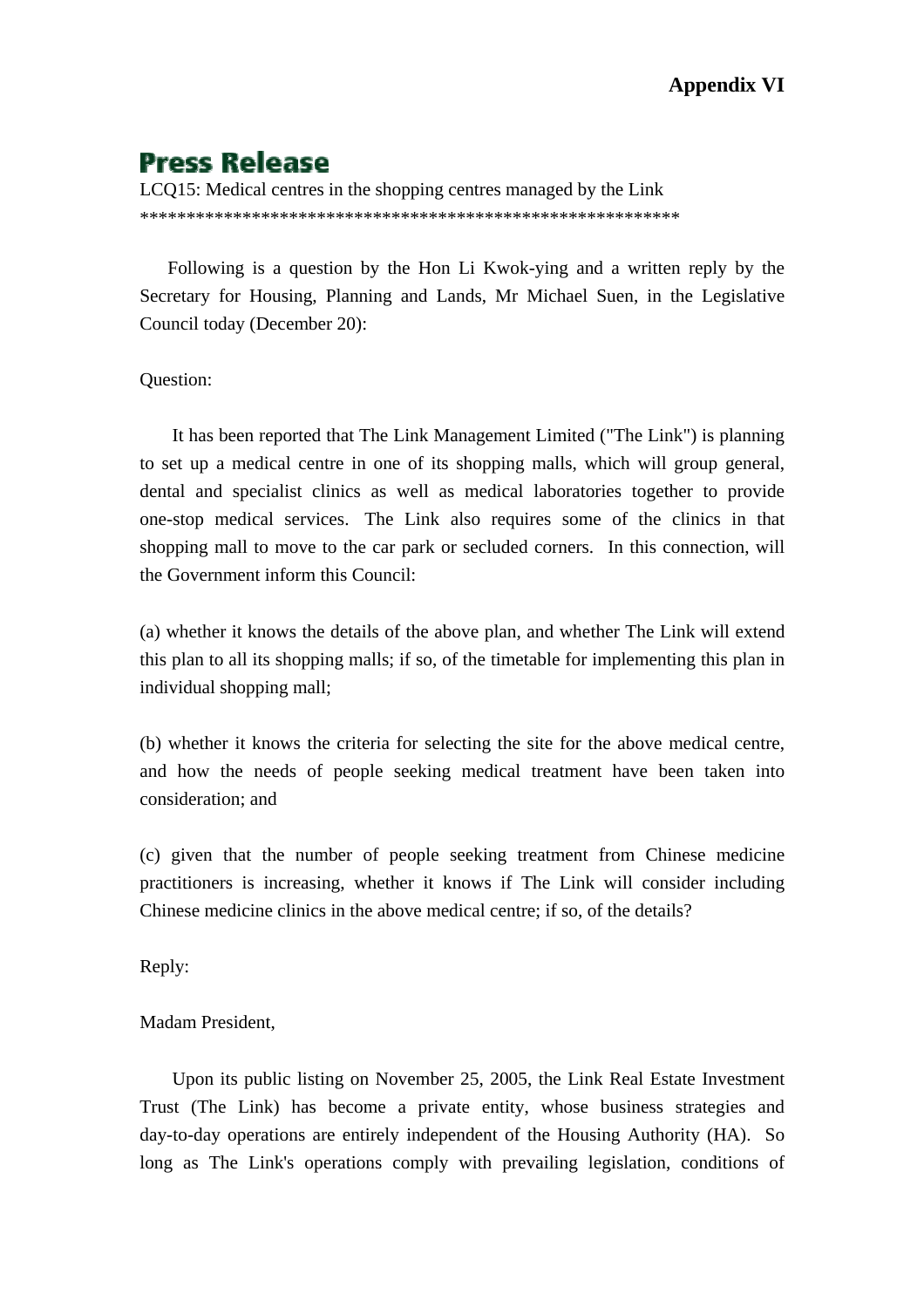**Appendix VI**

# Press Release

LCQ15: Medical centres in the shopping centres managed by the Link
**********************************************************

Following is a question by the Hon Li Kwok-ying and a written reply by the Secretary for Housing, Planning and Lands, Mr Michael Suen, in the Legislative Council today (December 20):

Question:

It has been reported that The Link Management Limited ("The Link") is planning to set up a medical centre in one of its shopping malls, which will group general, dental and specialist clinics as well as medical laboratories together to provide one-stop medical services. The Link also requires some of the clinics in that shopping mall to move to the car park or secluded corners. In this connection, will the Government inform this Council:

(a) whether it knows the details of the above plan, and whether The Link will extend this plan to all its shopping malls; if so, of the timetable for implementing this plan in individual shopping mall;

(b) whether it knows the criteria for selecting the site for the above medical centre, and how the needs of people seeking medical treatment have been taken into consideration; and

(c) given that the number of people seeking treatment from Chinese medicine practitioners is increasing, whether it knows if The Link will consider including Chinese medicine clinics in the above medical centre; if so, of the details?

Reply:

Madam President,

Upon its public listing on November 25, 2005, the Link Real Estate Investment Trust (The Link) has become a private entity, whose business strategies and day-to-day operations are entirely independent of the Housing Authority (HA). So long as The Link's operations comply with prevailing legislation, conditions of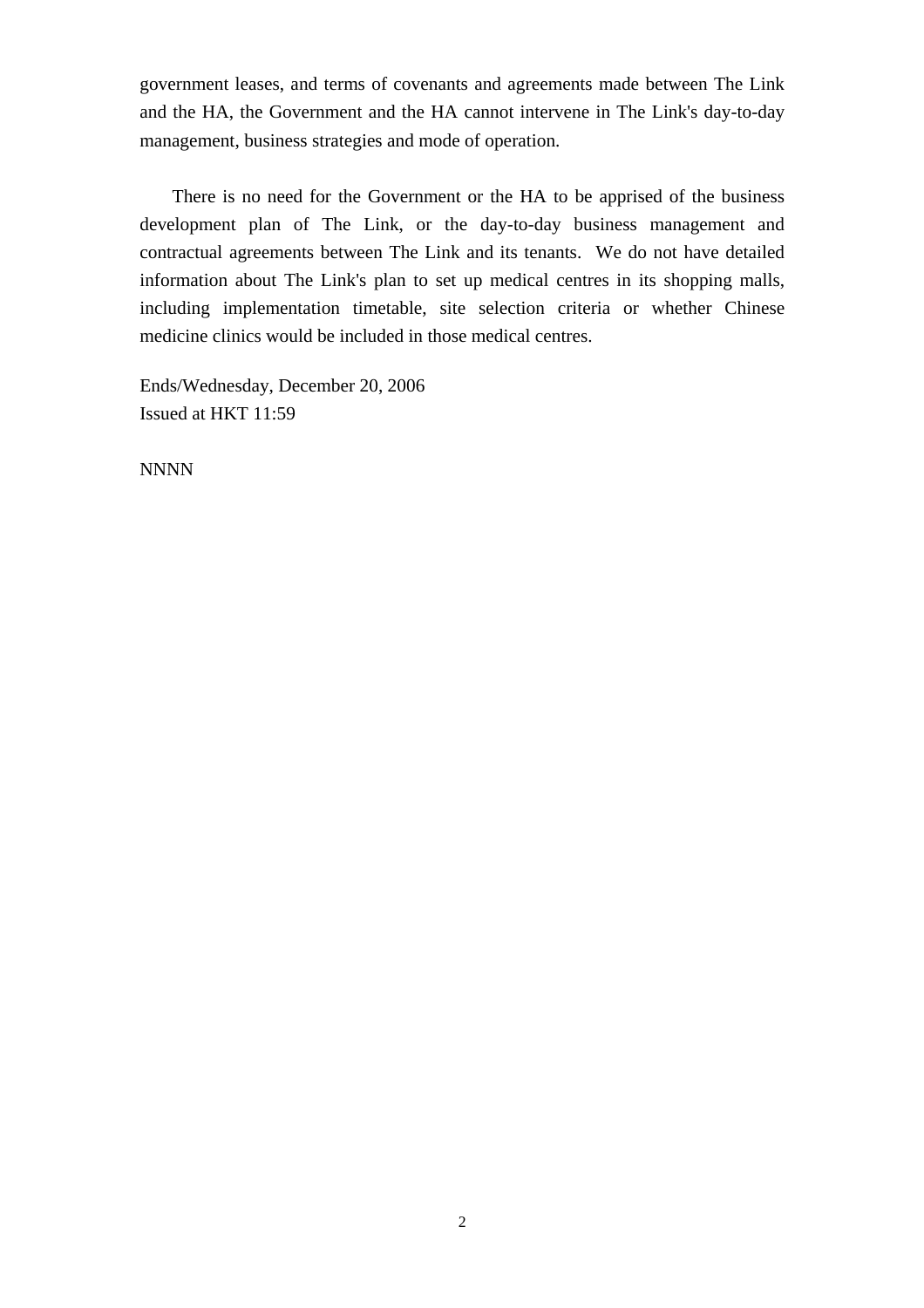government leases, and terms of covenants and agreements made between The Link and the HA, the Government and the HA cannot intervene in The Link's day-to-day management, business strategies and mode of operation.

There is no need for the Government or the HA to be apprised of the business development plan of The Link, or the day-to-day business management and contractual agreements between The Link and its tenants. We do not have detailed information about The Link's plan to set up medical centres in its shopping malls, including implementation timetable, site selection criteria or whether Chinese medicine clinics would be included in those medical centres.

Ends/Wednesday, December 20, 2006
Issued at HKT 11:59

NNNN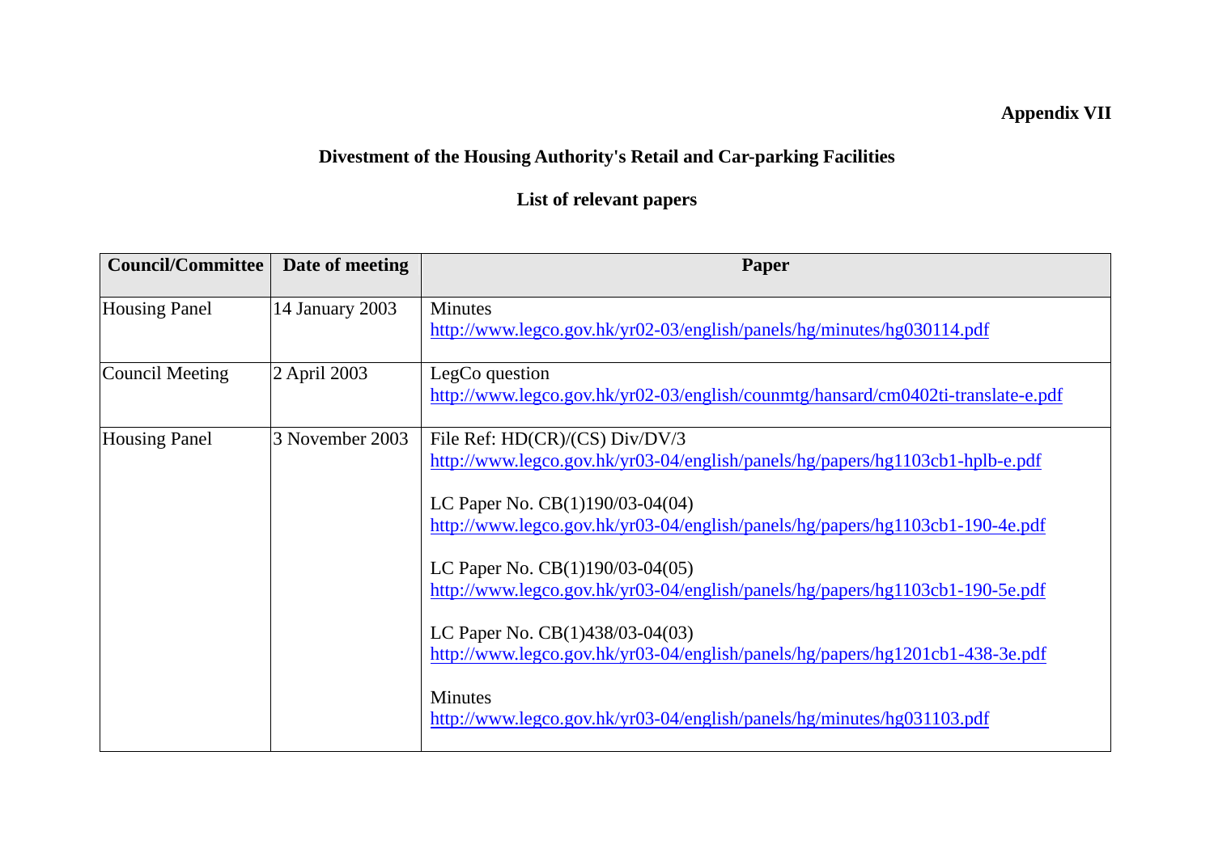**Appendix VII**

**Divestment of the Housing Authority's Retail and Car-parking Facilities**

**List of relevant papers**

| Council/Committee | Date of meeting | Paper |
|---|---|---|
| Housing Panel | 14 January 2003 | Minutes<br>http://www.legco.gov.hk/yr02-03/english/panels/hg/minutes/hg030114.pdf |
| Council Meeting | 2 April 2003 | LegCo question<br>http://www.legco.gov.hk/yr02-03/english/counmtg/hansard/cm0402ti-translate-e.pdf |
| Housing Panel | 3 November 2003 | File Ref: HD(CR)/(CS) Div/DV/3<br>http://www.legco.gov.hk/yr03-04/english/panels/hg/papers/hg1103cb1-hplb-e.pdf<br><br>LC Paper No. CB(1)190/03-04(04)<br>http://www.legco.gov.hk/yr03-04/english/panels/hg/papers/hg1103cb1-190-4e.pdf<br><br>LC Paper No. CB(1)190/03-04(05)<br>http://www.legco.gov.hk/yr03-04/english/panels/hg/papers/hg1103cb1-190-5e.pdf<br><br>LC Paper No. CB(1)438/03-04(03)<br>http://www.legco.gov.hk/yr03-04/english/panels/hg/papers/hg1201cb1-438-3e.pdf<br><br>Minutes<br>http://www.legco.gov.hk/yr03-04/english/panels/hg/minutes/hg031103.pdf |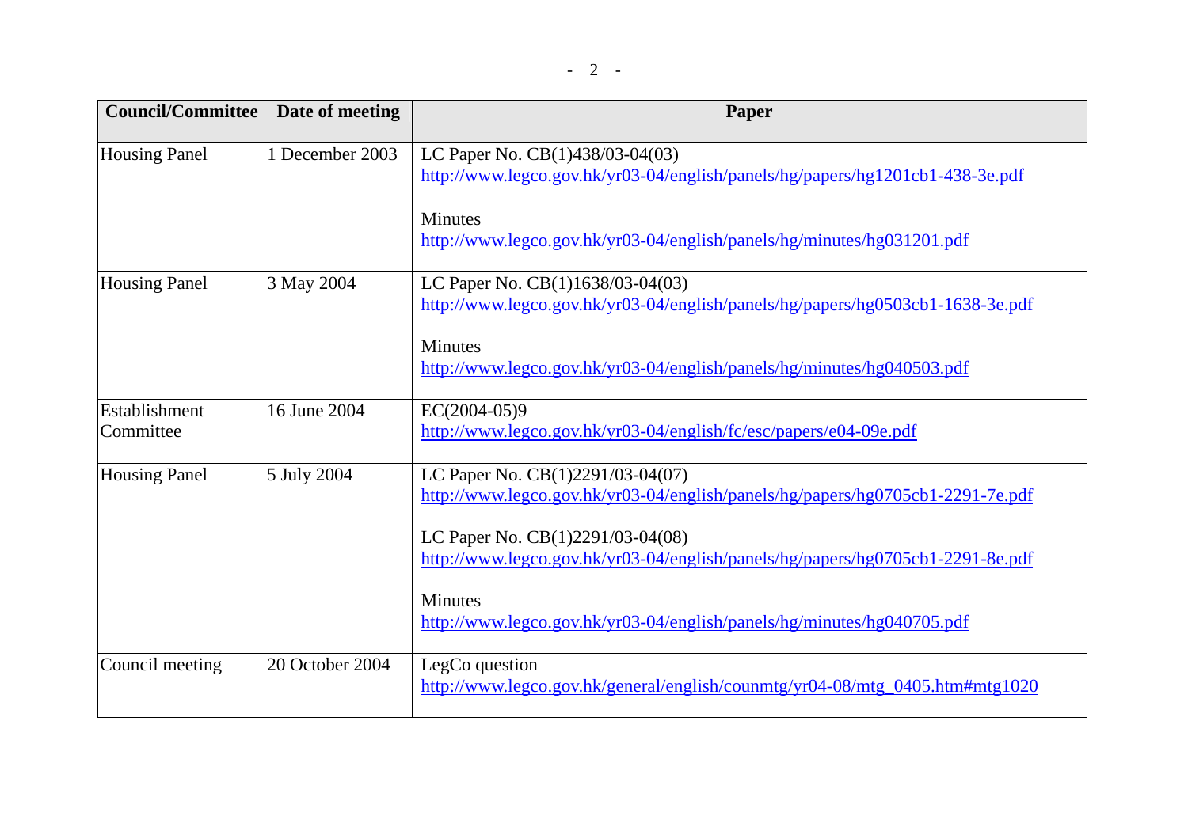| Council/Committee | Date of meeting | Paper |
|---|---|---|
| Housing Panel | 1 December 2003 | LC Paper No. CB(1)438/03-04(03)<br>http://www.legco.gov.hk/yr03-04/english/panels/hg/papers/hg1201cb1-438-3e.pdf<br><br>Minutes<br>http://www.legco.gov.hk/yr03-04/english/panels/hg/minutes/hg031201.pdf |
| Housing Panel | 3 May 2004 | LC Paper No. CB(1)1638/03-04(03)<br>http://www.legco.gov.hk/yr03-04/english/panels/hg/papers/hg0503cb1-1638-3e.pdf<br><br>Minutes<br>http://www.legco.gov.hk/yr03-04/english/panels/hg/minutes/hg040503.pdf |
| Establishment Committee | 16 June 2004 | EC(2004-05)9<br>http://www.legco.gov.hk/yr03-04/english/fc/esc/papers/e04-09e.pdf |
| Housing Panel | 5 July 2004 | LC Paper No. CB(1)2291/03-04(07)<br>http://www.legco.gov.hk/yr03-04/english/panels/hg/papers/hg0705cb1-2291-7e.pdf<br><br>LC Paper No. CB(1)2291/03-04(08)<br>http://www.legco.gov.hk/yr03-04/english/panels/hg/papers/hg0705cb1-2291-8e.pdf<br><br>Minutes<br>http://www.legco.gov.hk/yr03-04/english/panels/hg/minutes/hg040705.pdf |
| Council meeting | 20 October 2004 | LegCo question<br>http://www.legco.gov.hk/general/english/counmtg/yr04-08/mtg_0405.htm#mtg1020 |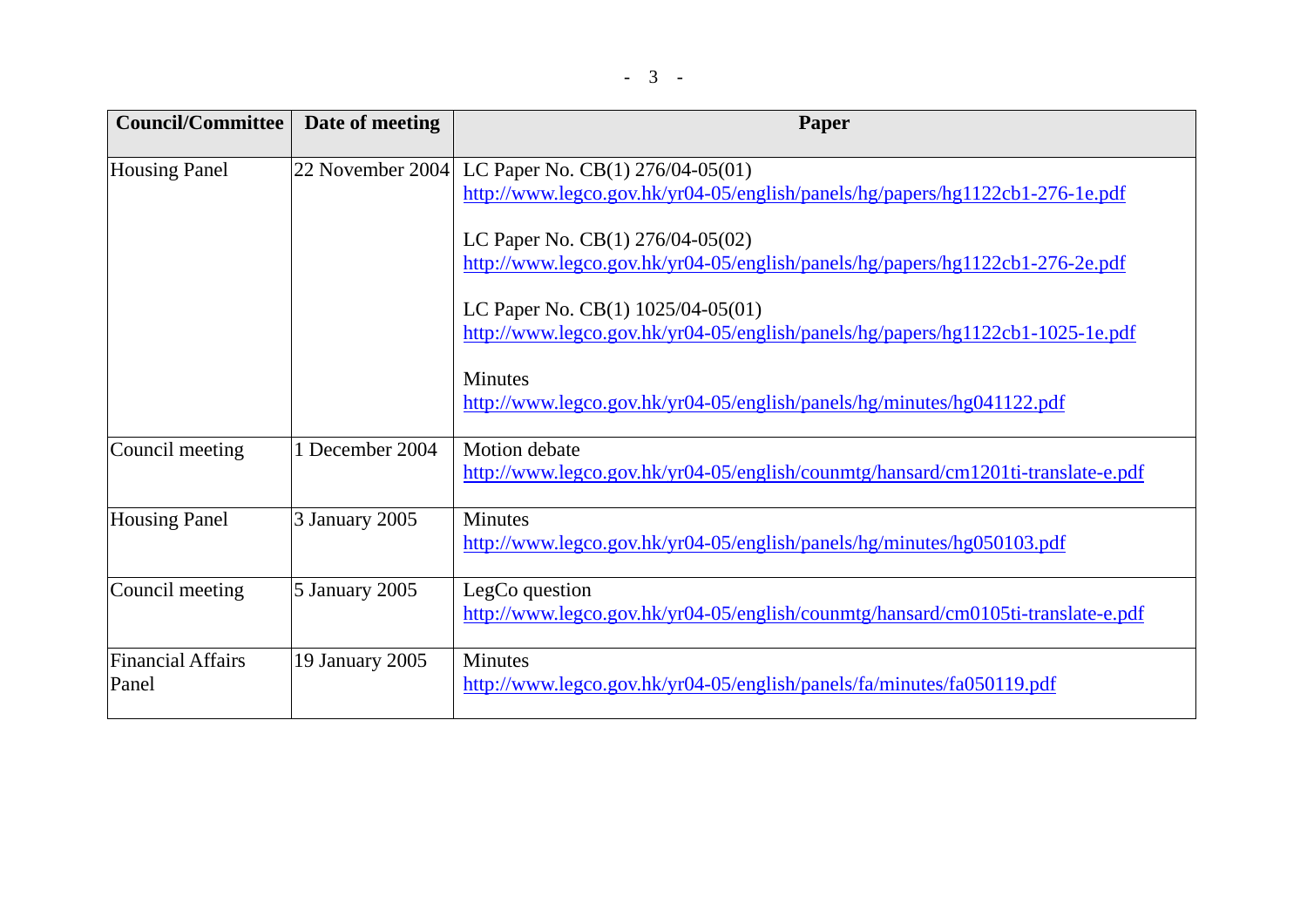| Council/Committee | Date of meeting | Paper |
|---|---|---|
| Housing Panel | 22 November 2004 | LC Paper No. CB(1) 276/04-05(01)<br>http://www.legco.gov.hk/yr04-05/english/panels/hg/papers/hg1122cb1-276-1e.pdf<br><br>LC Paper No. CB(1) 276/04-05(02)<br>http://www.legco.gov.hk/yr04-05/english/panels/hg/papers/hg1122cb1-276-2e.pdf<br><br>LC Paper No. CB(1) 1025/04-05(01)<br>http://www.legco.gov.hk/yr04-05/english/panels/hg/papers/hg1122cb1-1025-1e.pdf<br><br>Minutes<br>http://www.legco.gov.hk/yr04-05/english/panels/hg/minutes/hg041122.pdf |
| Council meeting | 1 December 2004 | Motion debate<br>http://www.legco.gov.hk/yr04-05/english/counmtg/hansard/cm1201ti-translate-e.pdf |
| Housing Panel | 3 January 2005 | Minutes<br>http://www.legco.gov.hk/yr04-05/english/panels/hg/minutes/hg050103.pdf |
| Council meeting | 5 January 2005 | LegCo question<br>http://www.legco.gov.hk/yr04-05/english/counmtg/hansard/cm0105ti-translate-e.pdf |
| Financial Affairs Panel | 19 January 2005 | Minutes<br>http://www.legco.gov.hk/yr04-05/english/panels/fa/minutes/fa050119.pdf |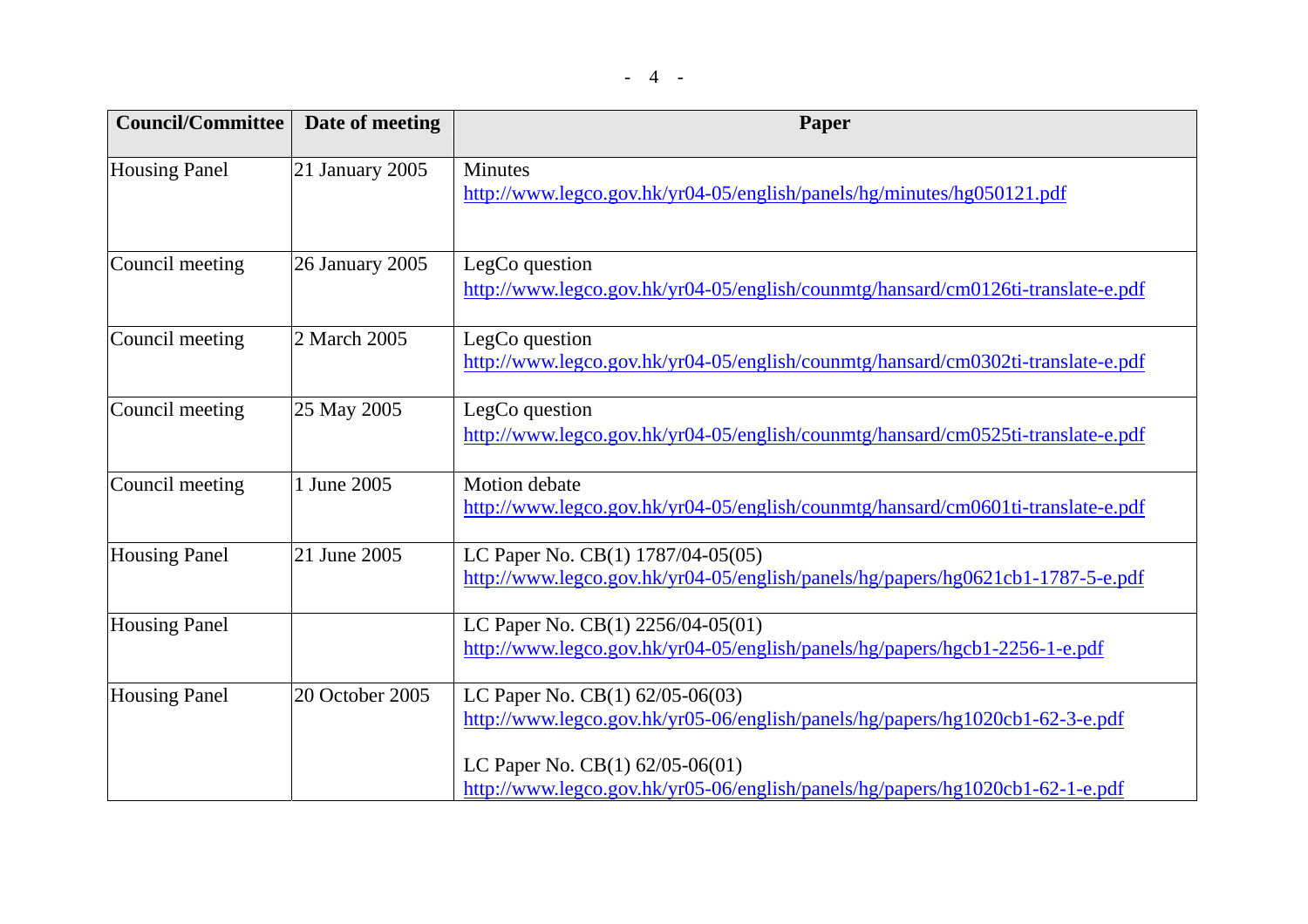| Council/Committee | Date of meeting | Paper |
|---|---|---|
| Housing Panel | 21 January 2005 | Minutes<br>http://www.legco.gov.hk/yr04-05/english/panels/hg/minutes/hg050121.pdf |
| Council meeting | 26 January 2005 | LegCo question<br>http://www.legco.gov.hk/yr04-05/english/counmtg/hansard/cm0126ti-translate-e.pdf |
| Council meeting | 2 March 2005 | LegCo question<br>http://www.legco.gov.hk/yr04-05/english/counmtg/hansard/cm0302ti-translate-e.pdf |
| Council meeting | 25 May 2005 | LegCo question<br>http://www.legco.gov.hk/yr04-05/english/counmtg/hansard/cm0525ti-translate-e.pdf |
| Council meeting | 1 June 2005 | Motion debate<br>http://www.legco.gov.hk/yr04-05/english/counmtg/hansard/cm0601ti-translate-e.pdf |
| Housing Panel | 21 June 2005 | LC Paper No. CB(1) 1787/04-05(05)<br>http://www.legco.gov.hk/yr04-05/english/panels/hg/papers/hg0621cb1-1787-5-e.pdf |
| Housing Panel | | LC Paper No. CB(1) 2256/04-05(01)<br>http://www.legco.gov.hk/yr04-05/english/panels/hg/papers/hgcb1-2256-1-e.pdf |
| Housing Panel | 20 October 2005 | LC Paper No. CB(1) 62/05-06(03)<br>http://www.legco.gov.hk/yr05-06/english/panels/hg/papers/hg1020cb1-62-3-e.pdf<br><br>LC Paper No. CB(1) 62/05-06(01)<br>http://www.legco.gov.hk/yr05-06/english/panels/hg/papers/hg1020cb1-62-1-e.pdf |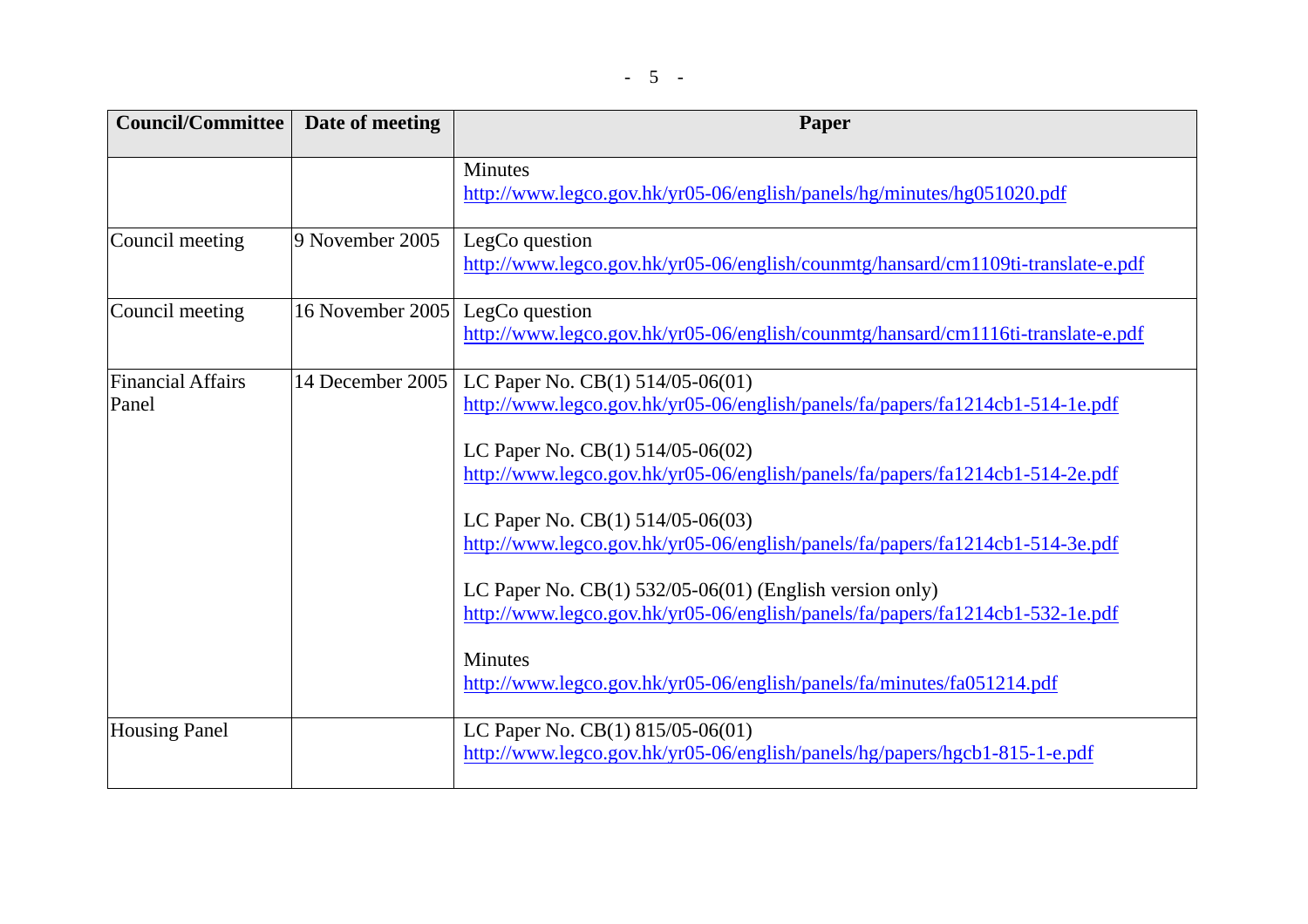| Council/Committee | Date of meeting | Paper |
|---|---|---|
| | | Minutes<br>http://www.legco.gov.hk/yr05-06/english/panels/hg/minutes/hg051020.pdf |
| Council meeting | 9 November 2005 | LegCo question<br>http://www.legco.gov.hk/yr05-06/english/counmtg/hansard/cm1109ti-translate-e.pdf |
| Council meeting | 16 November 2005 | LegCo question<br>http://www.legco.gov.hk/yr05-06/english/counmtg/hansard/cm1116ti-translate-e.pdf |
| Financial Affairs Panel | 14 December 2005 | LC Paper No. CB(1) 514/05-06(01)<br>http://www.legco.gov.hk/yr05-06/english/panels/fa/papers/fa1214cb1-514-1e.pdf<br><br>LC Paper No. CB(1) 514/05-06(02)<br>http://www.legco.gov.hk/yr05-06/english/panels/fa/papers/fa1214cb1-514-2e.pdf<br><br>LC Paper No. CB(1) 514/05-06(03)<br>http://www.legco.gov.hk/yr05-06/english/panels/fa/papers/fa1214cb1-514-3e.pdf<br><br>LC Paper No. CB(1) 532/05-06(01) (English version only)<br>http://www.legco.gov.hk/yr05-06/english/panels/fa/papers/fa1214cb1-532-1e.pdf<br><br>Minutes<br>http://www.legco.gov.hk/yr05-06/english/panels/fa/minutes/fa051214.pdf |
| Housing Panel | | LC Paper No. CB(1) 815/05-06(01)<br>http://www.legco.gov.hk/yr05-06/english/panels/hg/papers/hgcb1-815-1-e.pdf |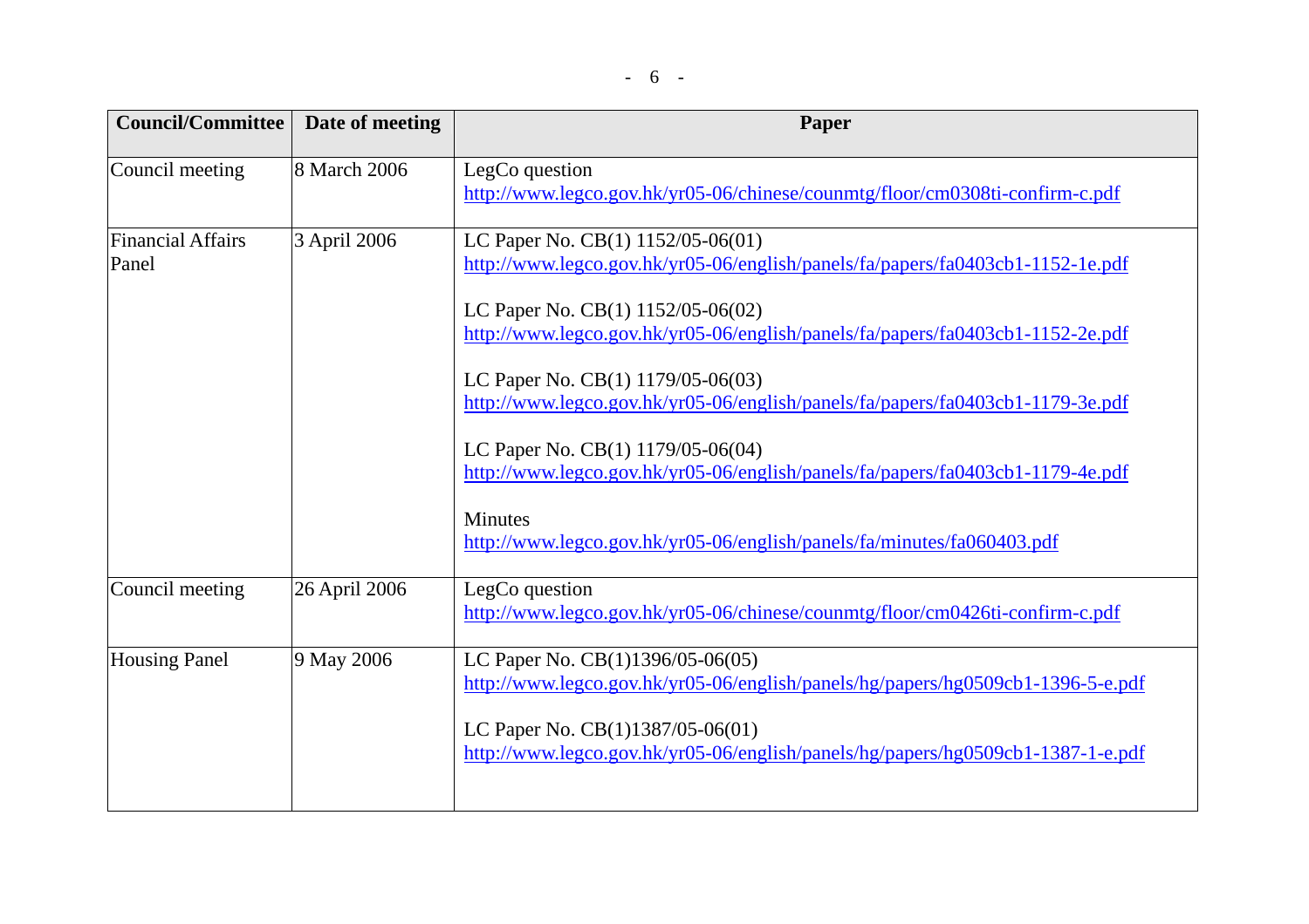| Council/Committee | Date of meeting | Paper |
|---|---|---|
| Council meeting | 8 March 2006 | LegCo question<br>http://www.legco.gov.hk/yr05-06/chinese/counmtg/floor/cm0308ti-confirm-c.pdf |
| Financial Affairs Panel | 3 April 2006 | LC Paper No. CB(1) 1152/05-06(01)<br>http://www.legco.gov.hk/yr05-06/english/panels/fa/papers/fa0403cb1-1152-1e.pdf<br><br>LC Paper No. CB(1) 1152/05-06(02)<br>http://www.legco.gov.hk/yr05-06/english/panels/fa/papers/fa0403cb1-1152-2e.pdf<br><br>LC Paper No. CB(1) 1179/05-06(03)<br>http://www.legco.gov.hk/yr05-06/english/panels/fa/papers/fa0403cb1-1179-3e.pdf<br><br>LC Paper No. CB(1) 1179/05-06(04)<br>http://www.legco.gov.hk/yr05-06/english/panels/fa/papers/fa0403cb1-1179-4e.pdf<br><br>Minutes<br>http://www.legco.gov.hk/yr05-06/english/panels/fa/minutes/fa060403.pdf |
| Council meeting | 26 April 2006 | LegCo question<br>http://www.legco.gov.hk/yr05-06/chinese/counmtg/floor/cm0426ti-confirm-c.pdf |
| Housing Panel | 9 May 2006 | LC Paper No. CB(1)1396/05-06(05)<br>http://www.legco.gov.hk/yr05-06/english/panels/hg/papers/hg0509cb1-1396-5-e.pdf<br><br>LC Paper No. CB(1)1387/05-06(01)<br>http://www.legco.gov.hk/yr05-06/english/panels/hg/papers/hg0509cb1-1387-1-e.pdf |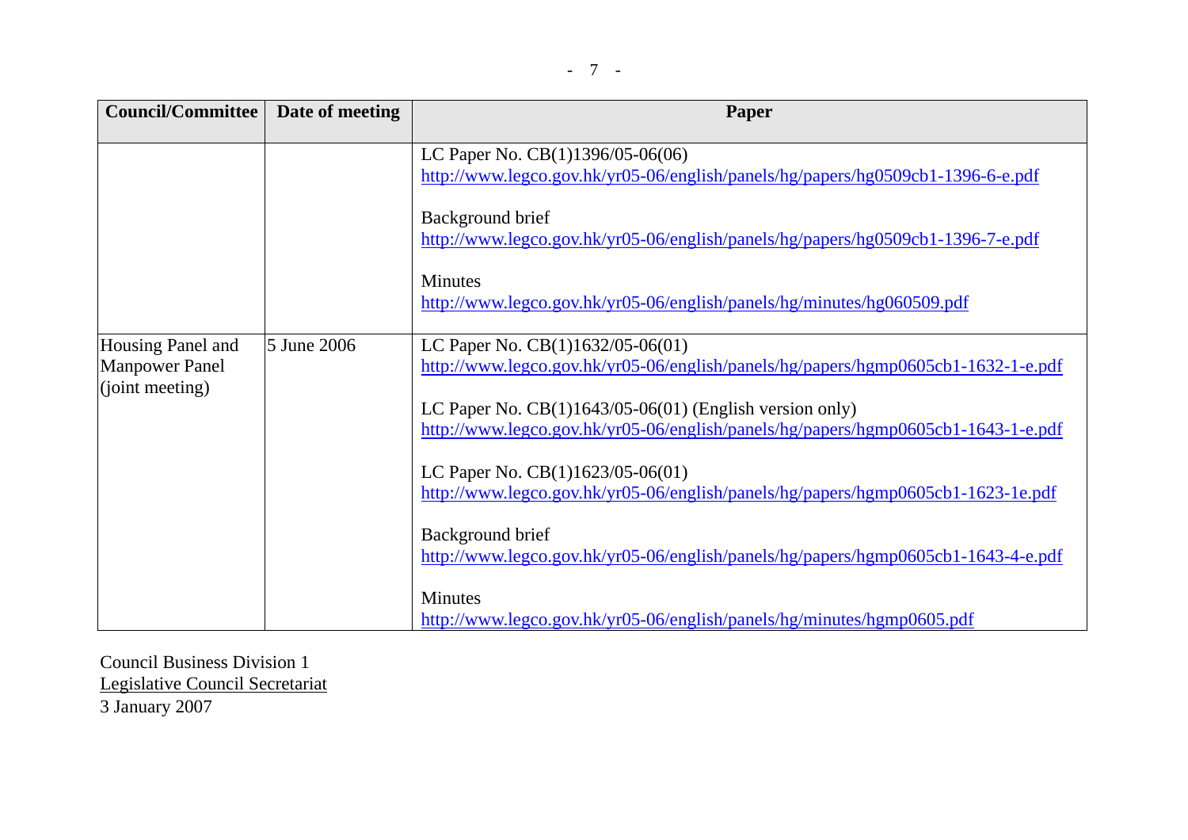| Council/Committee | Date of meeting | Paper |
|---|---|---|
| | | LC Paper No. CB(1)1396/05-06(06)<br>http://www.legco.gov.hk/yr05-06/english/panels/hg/papers/hg0509cb1-1396-6-e.pdf<br><br>Background brief<br>http://www.legco.gov.hk/yr05-06/english/panels/hg/papers/hg0509cb1-1396-7-e.pdf<br><br>Minutes<br>http://www.legco.gov.hk/yr05-06/english/panels/hg/minutes/hg060509.pdf |
| Housing Panel and Manpower Panel (joint meeting) | 5 June 2006 | LC Paper No. CB(1)1632/05-06(01)<br>http://www.legco.gov.hk/yr05-06/english/panels/hg/papers/hgmp0605cb1-1632-1-e.pdf<br><br>LC Paper No. CB(1)1643/05-06(01) (English version only)<br>http://www.legco.gov.hk/yr05-06/english/panels/hg/papers/hgmp0605cb1-1643-1-e.pdf<br><br>LC Paper No. CB(1)1623/05-06(01)<br>http://www.legco.gov.hk/yr05-06/english/panels/hg/papers/hgmp0605cb1-1623-1e.pdf<br><br>Background brief<br>http://www.legco.gov.hk/yr05-06/english/panels/hg/papers/hgmp0605cb1-1643-4-e.pdf<br><br>Minutes<br>http://www.legco.gov.hk/yr05-06/english/panels/hg/minutes/hgmp0605.pdf |

Council Business Division 1
Legislative Council Secretariat
3 January 2007